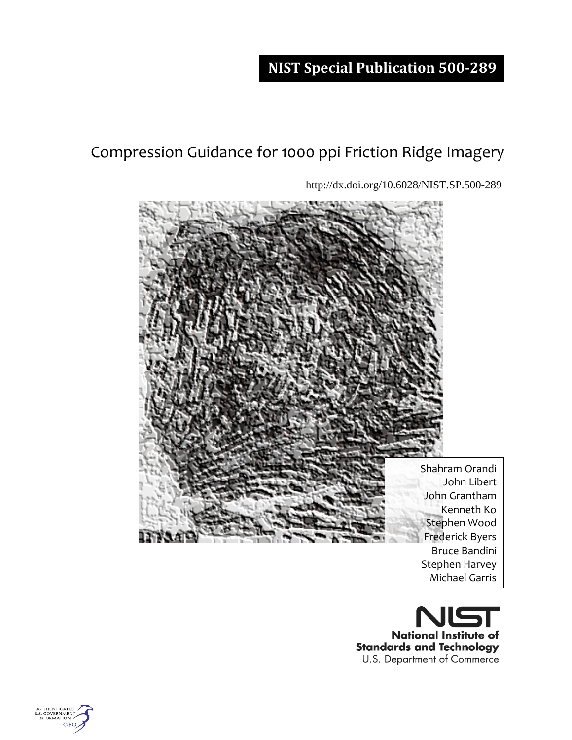**NIST Special Publication 500-289**

# Compression Guidance for 1000 ppi Friction Ridge Imagery

http://dx.doi.org/10.6028/NIST.SP.500-289

Shahram Orandi
John Libert
John Grantham
Kenneth Ko
Stephen Wood
Frederick Byers
Bruce Bandini
Stephen Harvey
Michael Garris

**National Institute of Standards and Technology**
U.S. Department of Commerce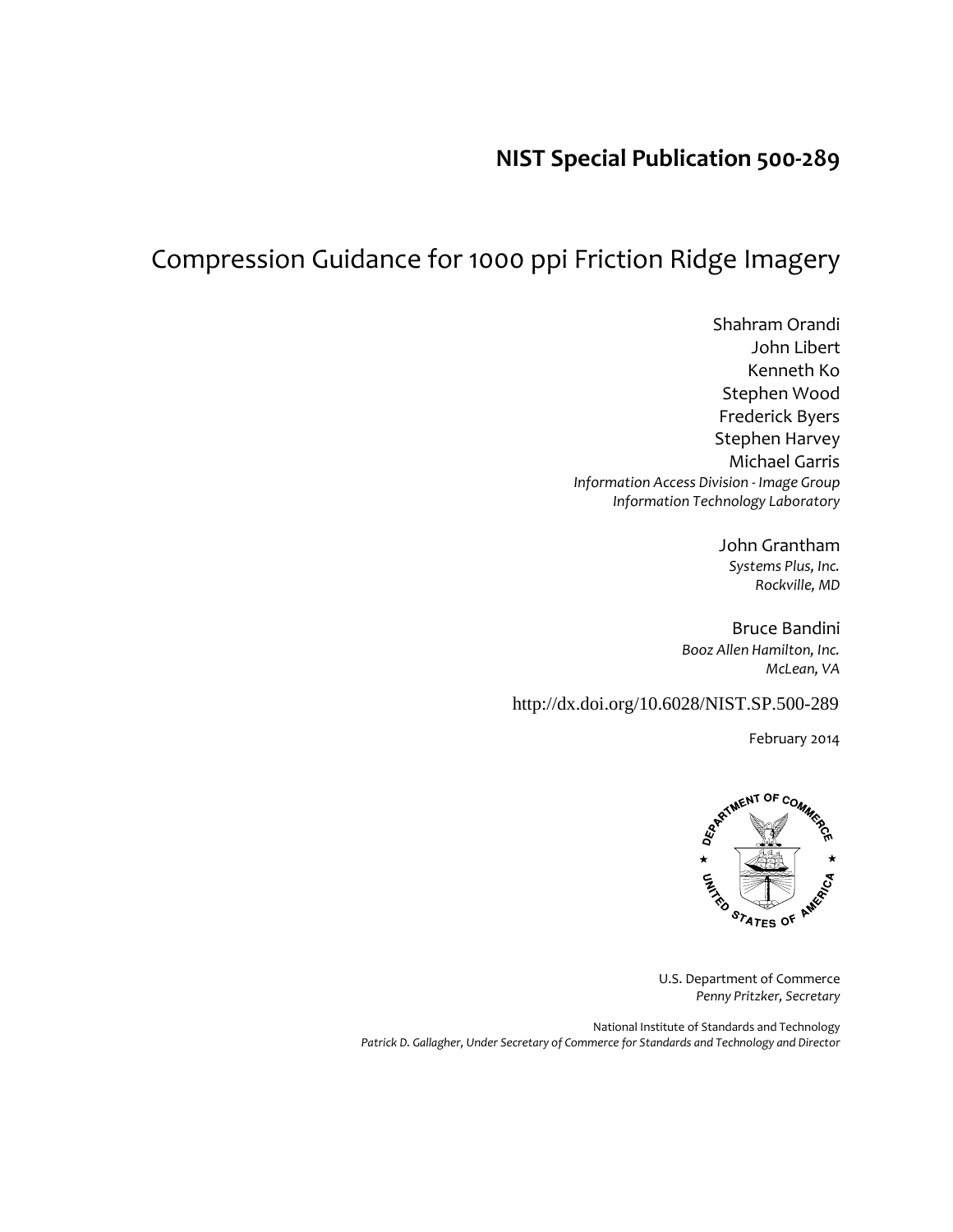# NIST Special Publication 500-289

## Compression Guidance for 1000 ppi Friction Ridge Imagery

Shahram Orandi
John Libert
Kenneth Ko
Stephen Wood
Frederick Byers
Stephen Harvey
Michael Garris
*Information Access Division - Image Group*
*Information Technology Laboratory*

John Grantham
*Systems Plus, Inc.*
*Rockville, MD*

Bruce Bandini
*Booz Allen Hamilton, Inc.*
*McLean, VA*

http://dx.doi.org/10.6028/NIST.SP.500-289

February 2014

U.S. Department of Commerce
*Penny Pritzker, Secretary*

National Institute of Standards and Technology
*Patrick D. Gallagher, Under Secretary of Commerce for Standards and Technology and Director*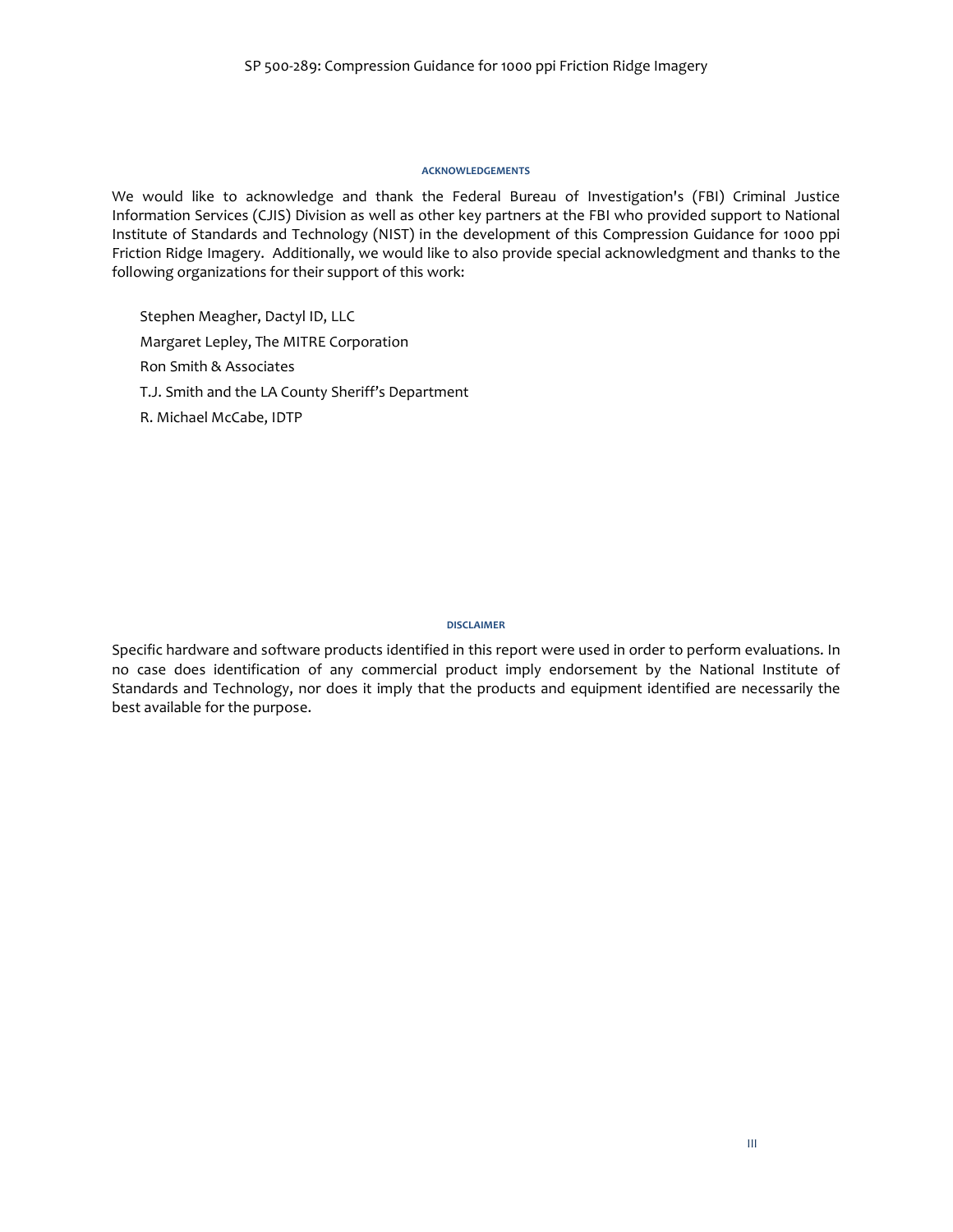## ACKNOWLEDGEMENTS

We would like to acknowledge and thank the Federal Bureau of Investigation's (FBI) Criminal Justice Information Services (CJIS) Division as well as other key partners at the FBI who provided support to National Institute of Standards and Technology (NIST) in the development of this Compression Guidance for 1000 ppi Friction Ridge Imagery. Additionally, we would like to also provide special acknowledgment and thanks to the following organizations for their support of this work:

Stephen Meagher, Dactyl ID, LLC

Margaret Lepley, The MITRE Corporation

Ron Smith & Associates

T.J. Smith and the LA County Sheriff's Department

R. Michael McCabe, IDTP

## DISCLAIMER

Specific hardware and software products identified in this report were used in order to perform evaluations. In no case does identification of any commercial product imply endorsement by the National Institute of Standards and Technology, nor does it imply that the products and equipment identified are necessarily the best available for the purpose.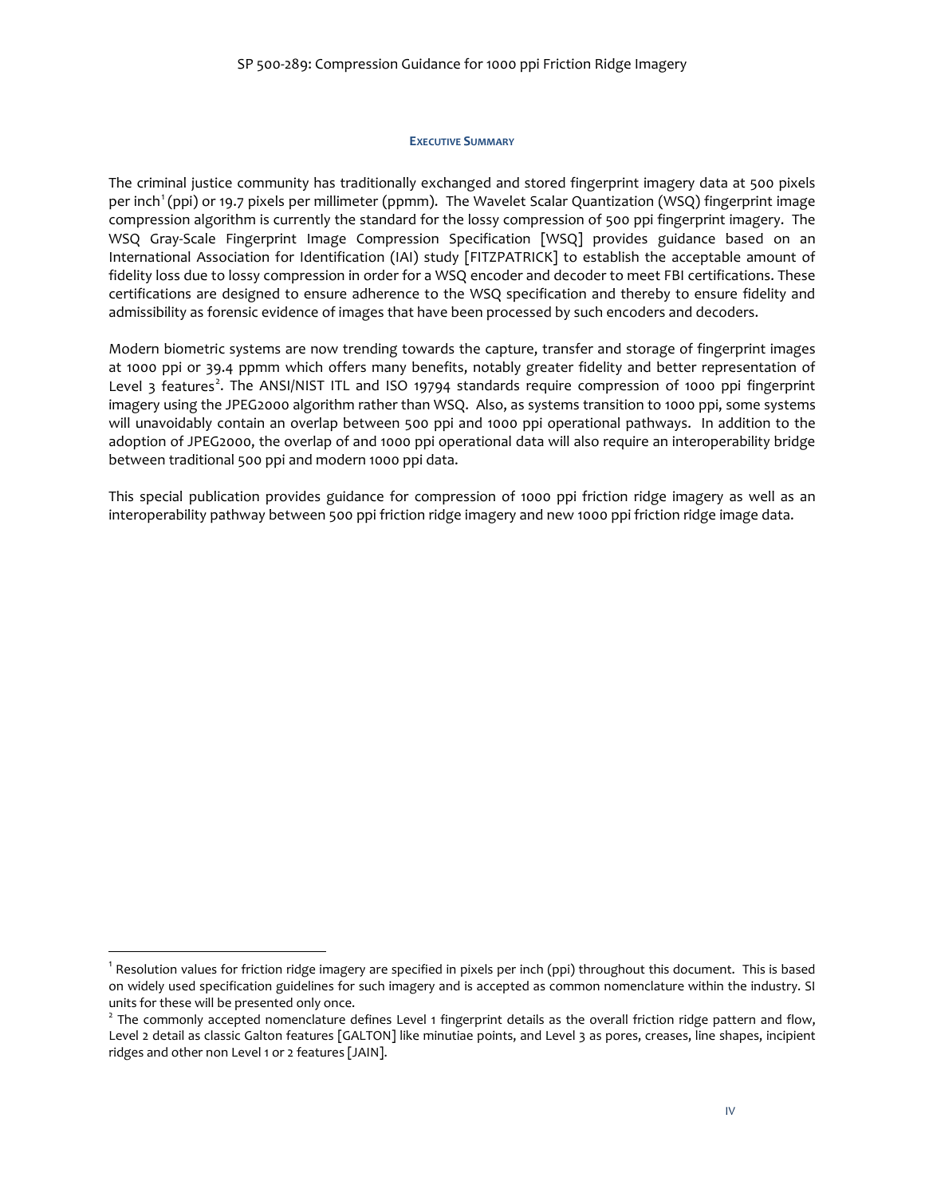## Executive Summary

The criminal justice community has traditionally exchanged and stored fingerprint imagery data at 500 pixels per inch[1] (ppi) or 19.7 pixels per millimeter (ppmm). The Wavelet Scalar Quantization (WSQ) fingerprint image compression algorithm is currently the standard for the lossy compression of 500 ppi fingerprint imagery. The WSQ Gray-Scale Fingerprint Image Compression Specification [WSQ] provides guidance based on an International Association for Identification (IAI) study [FITZPATRICK] to establish the acceptable amount of fidelity loss due to lossy compression in order for a WSQ encoder and decoder to meet FBI certifications. These certifications are designed to ensure adherence to the WSQ specification and thereby to ensure fidelity and admissibility as forensic evidence of images that have been processed by such encoders and decoders.

Modern biometric systems are now trending towards the capture, transfer and storage of fingerprint images at 1000 ppi or 39.4 ppmm which offers many benefits, notably greater fidelity and better representation of Level 3 features[2]. The ANSI/NIST ITL and ISO 19794 standards require compression of 1000 ppi fingerprint imagery using the JPEG2000 algorithm rather than WSQ. Also, as systems transition to 1000 ppi, some systems will unavoidably contain an overlap between 500 ppi and 1000 ppi operational pathways. In addition to the adoption of JPEG2000, the overlap of and 1000 ppi operational data will also require an interoperability bridge between traditional 500 ppi and modern 1000 ppi data.

This special publication provides guidance for compression of 1000 ppi friction ridge imagery as well as an interoperability pathway between 500 ppi friction ridge imagery and new 1000 ppi friction ridge image data.

---

[1] Resolution values for friction ridge imagery are specified in pixels per inch (ppi) throughout this document. This is based on widely used specification guidelines for such imagery and is accepted as common nomenclature within the industry. SI units for these will be presented only once.

[2] The commonly accepted nomenclature defines Level 1 fingerprint details as the overall friction ridge pattern and flow, Level 2 detail as classic Galton features [GALTON] like minutiae points, and Level 3 as pores, creases, line shapes, incipient ridges and other non Level 1 or 2 features [JAIN].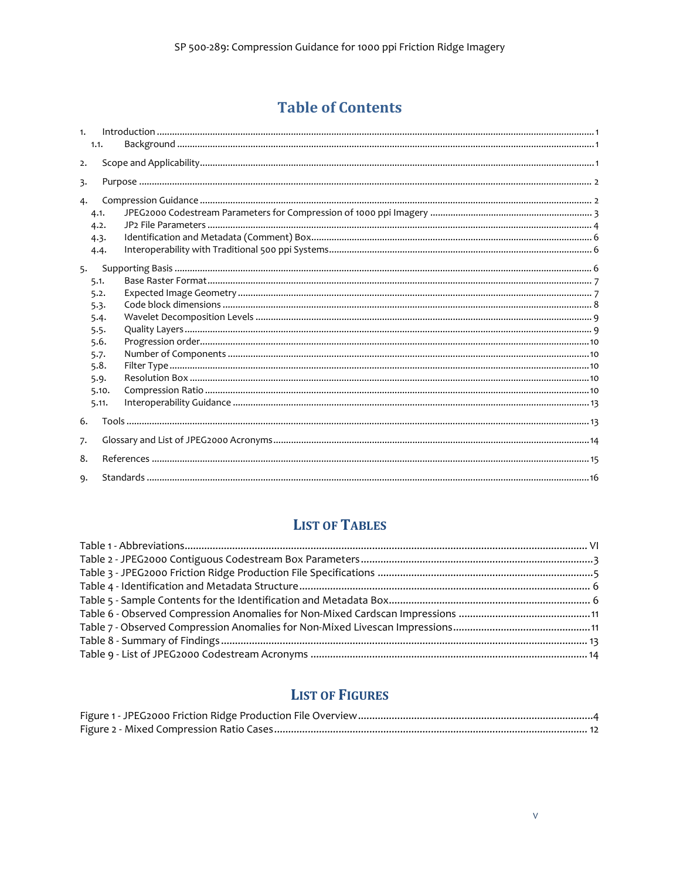# Table of Contents

1. Introduction ........................................................................................................................ 1
   1.1. Background ........................................................................................................ 1
2. Scope and Applicability ........................................................................................................ 1
3. Purpose ........................................................................................................................ 2
4. Compression Guidance ........................................................................................................ 2
   4.1. JPEG2000 Codestream Parameters for Compression of 1000 ppi Imagery ........................................ 3
   4.2. JP2 File Parameters ........................................................................................................ 4
   4.3. Identification and Metadata (Comment) Box ........................................................................ 6
   4.4. Interoperability with Traditional 500 ppi Systems ........................................................................ 6
5. Supporting Basis ........................................................................................................................ 6
   5.1. Base Raster Format ........................................................................................................ 7
   5.2. Expected Image Geometry ........................................................................................................ 7
   5.3. Code block dimensions ........................................................................................................ 8
   5.4. Wavelet Decomposition Levels ........................................................................................................ 9
   5.5. Quality Layers ........................................................................................................ 9
   5.6. Progression order ........................................................................................................ 10
   5.7. Number of Components ........................................................................................................ 10
   5.8. Filter Type ........................................................................................................ 10
   5.9. Resolution Box ........................................................................................................ 10
   5.10. Compression Ratio ........................................................................................................ 10
   5.11. Interoperability Guidance ........................................................................................................ 13
6. Tools ........................................................................................................................ 13
7. Glossary and List of JPEG2000 Acronyms ........................................................................................................ 14
8. References ........................................................................................................................ 15
9. Standards ........................................................................................................................ 16

## List of Tables

Table 1 - Abbreviations ........................................................................................................ VI
Table 2 - JPEG2000 Contiguous Codestream Box Parameters ........................................................................ 3
Table 3 - JPEG2000 Friction Ridge Production File Specifications ........................................................................ 5
Table 4 - Identification and Metadata Structure ........................................................................ 6
Table 5 - Sample Contents for the Identification and Metadata Box ........................................................................ 6
Table 6 - Observed Compression Anomalies for Non-Mixed Cardscan Impressions ........................................ 11
Table 7 - Observed Compression Anomalies for Non-Mixed Livescan Impressions ........................................ 11
Table 8 - Summary of Findings ........................................................................................................ 13
Table 9 - List of JPEG2000 Codestream Acronyms ........................................................................ 14

## List of Figures

Figure 1 - JPEG2000 Friction Ridge Production File Overview ........................................................................ 4
Figure 2 - Mixed Compression Ratio Cases ........................................................................................ 12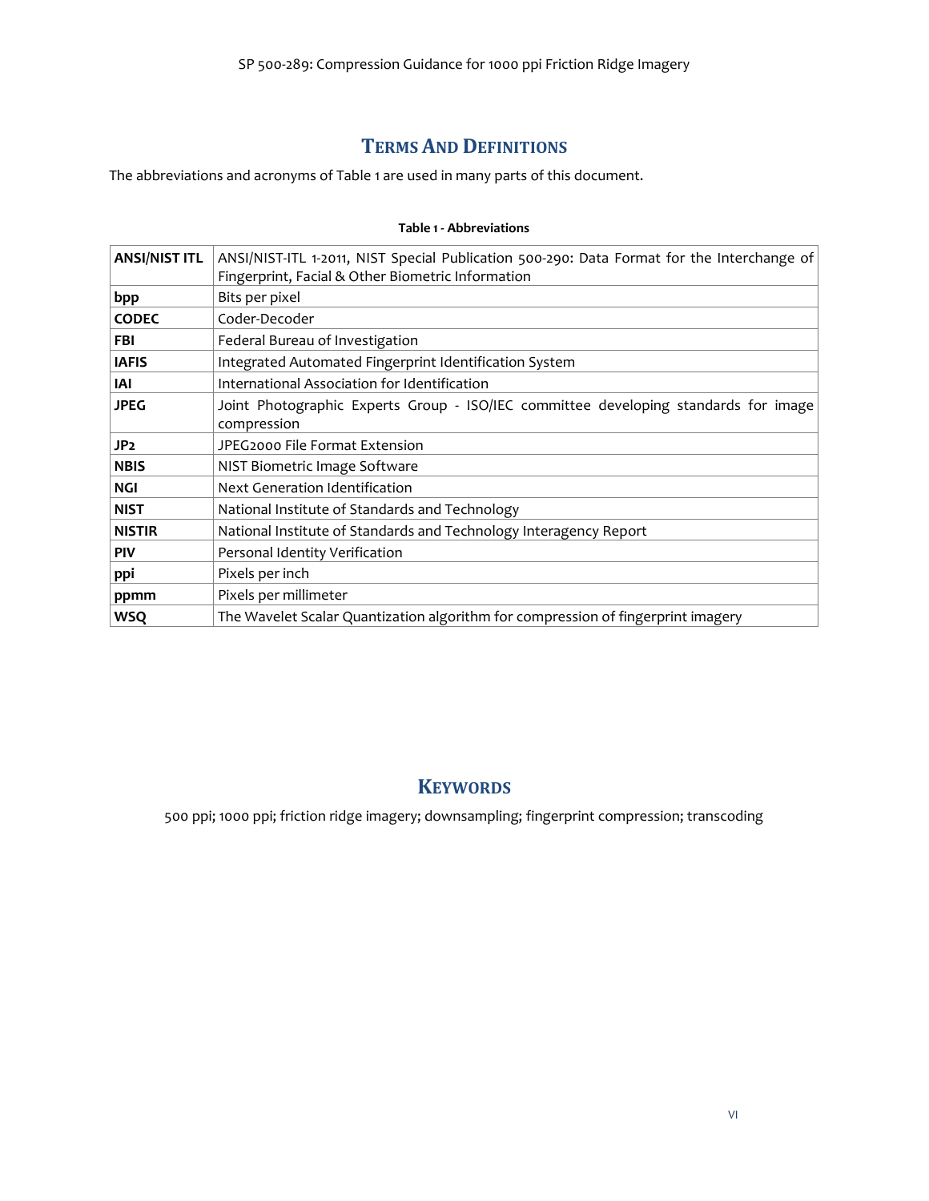# Terms And Definitions

The abbreviations and acronyms of Table 1 are used in many parts of this document.

**Table 1 - Abbreviations**

| | |
|---|---|
| **ANSI/NIST ITL** | ANSI/NIST-ITL 1-2011, NIST Special Publication 500-290: Data Format for the Interchange of Fingerprint, Facial & Other Biometric Information |
| **bpp** | Bits per pixel |
| **CODEC** | Coder-Decoder |
| **FBI** | Federal Bureau of Investigation |
| **IAFIS** | Integrated Automated Fingerprint Identification System |
| **IAI** | International Association for Identification |
| **JPEG** | Joint Photographic Experts Group - ISO/IEC committee developing standards for image compression |
| **JP2** | JPEG2000 File Format Extension |
| **NBIS** | NIST Biometric Image Software |
| **NGI** | Next Generation Identification |
| **NIST** | National Institute of Standards and Technology |
| **NISTIR** | National Institute of Standards and Technology Interagency Report |
| **PIV** | Personal Identity Verification |
| **ppi** | Pixels per inch |
| **ppmm** | Pixels per millimeter |
| **WSQ** | The Wavelet Scalar Quantization algorithm for compression of fingerprint imagery |

# Keywords

500 ppi; 1000 ppi; friction ridge imagery; downsampling; fingerprint compression; transcoding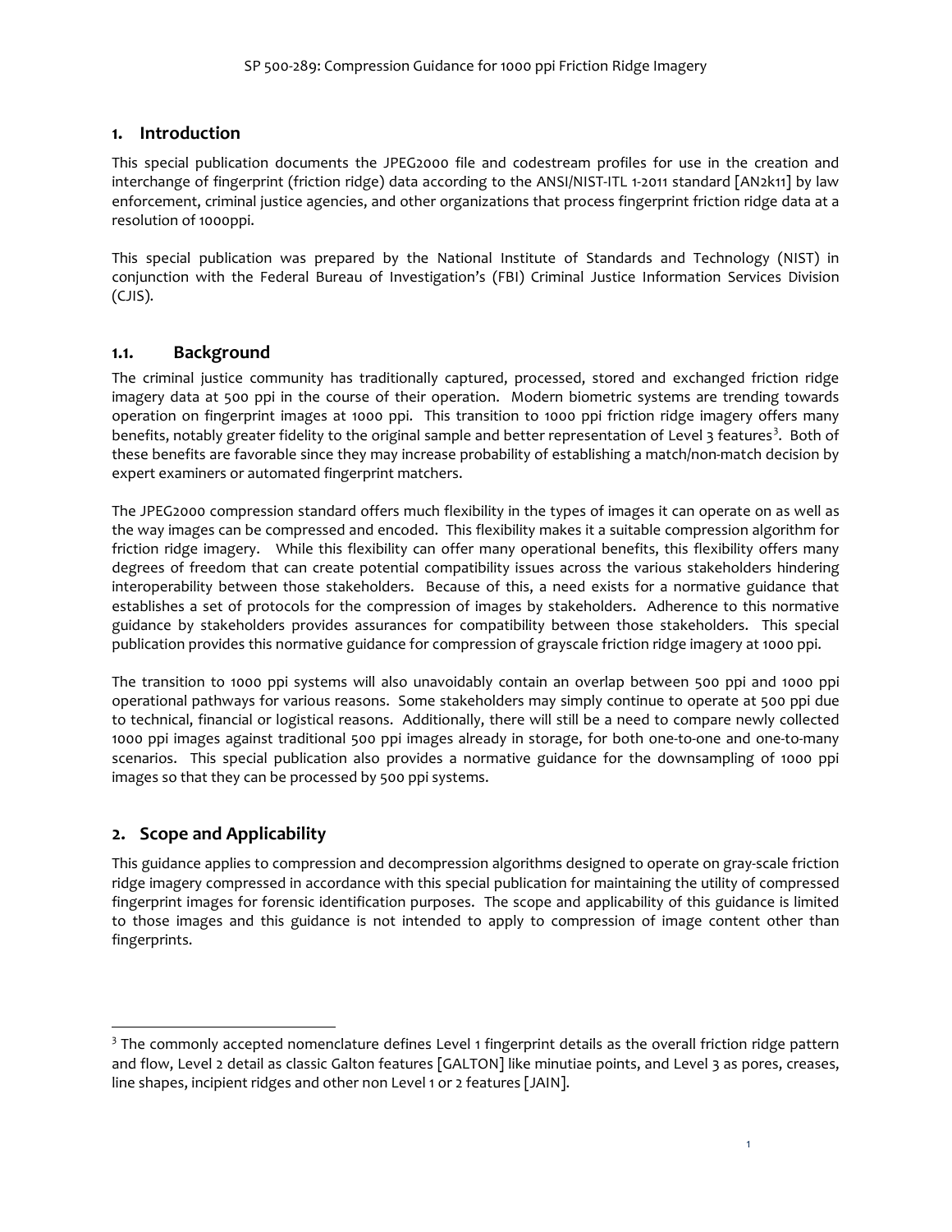# 1. Introduction

This special publication documents the JPEG2000 file and codestream profiles for use in the creation and interchange of fingerprint (friction ridge) data according to the ANSI/NIST-ITL 1-2011 standard [AN2k11] by law enforcement, criminal justice agencies, and other organizations that process fingerprint friction ridge data at a resolution of 1000ppi.

This special publication was prepared by the National Institute of Standards and Technology (NIST) in conjunction with the Federal Bureau of Investigation's (FBI) Criminal Justice Information Services Division (CJIS).

## 1.1. Background

The criminal justice community has traditionally captured, processed, stored and exchanged friction ridge imagery data at 500 ppi in the course of their operation. Modern biometric systems are trending towards operation on fingerprint images at 1000 ppi. This transition to 1000 ppi friction ridge imagery offers many benefits, notably greater fidelity to the original sample and better representation of Level 3 features[3]. Both of these benefits are favorable since they may increase probability of establishing a match/non-match decision by expert examiners or automated fingerprint matchers.

The JPEG2000 compression standard offers much flexibility in the types of images it can operate on as well as the way images can be compressed and encoded. This flexibility makes it a suitable compression algorithm for friction ridge imagery. While this flexibility can offer many operational benefits, this flexibility offers many degrees of freedom that can create potential compatibility issues across the various stakeholders hindering interoperability between those stakeholders. Because of this, a need exists for a normative guidance that establishes a set of protocols for the compression of images by stakeholders. Adherence to this normative guidance by stakeholders provides assurances for compatibility between those stakeholders. This special publication provides this normative guidance for compression of grayscale friction ridge imagery at 1000 ppi.

The transition to 1000 ppi systems will also unavoidably contain an overlap between 500 ppi and 1000 ppi operational pathways for various reasons. Some stakeholders may simply continue to operate at 500 ppi due to technical, financial or logistical reasons. Additionally, there will still be a need to compare newly collected 1000 ppi images against traditional 500 ppi images already in storage, for both one-to-one and one-to-many scenarios. This special publication also provides a normative guidance for the downsampling of 1000 ppi images so that they can be processed by 500 ppi systems.

# 2. Scope and Applicability

This guidance applies to compression and decompression algorithms designed to operate on gray-scale friction ridge imagery compressed in accordance with this special publication for maintaining the utility of compressed fingerprint images for forensic identification purposes. The scope and applicability of this guidance is limited to those images and this guidance is not intended to apply to compression of image content other than fingerprints.

---

[3] The commonly accepted nomenclature defines Level 1 fingerprint details as the overall friction ridge pattern and flow, Level 2 detail as classic Galton features [GALTON] like minutiae points, and Level 3 as pores, creases, line shapes, incipient ridges and other non Level 1 or 2 features [JAIN].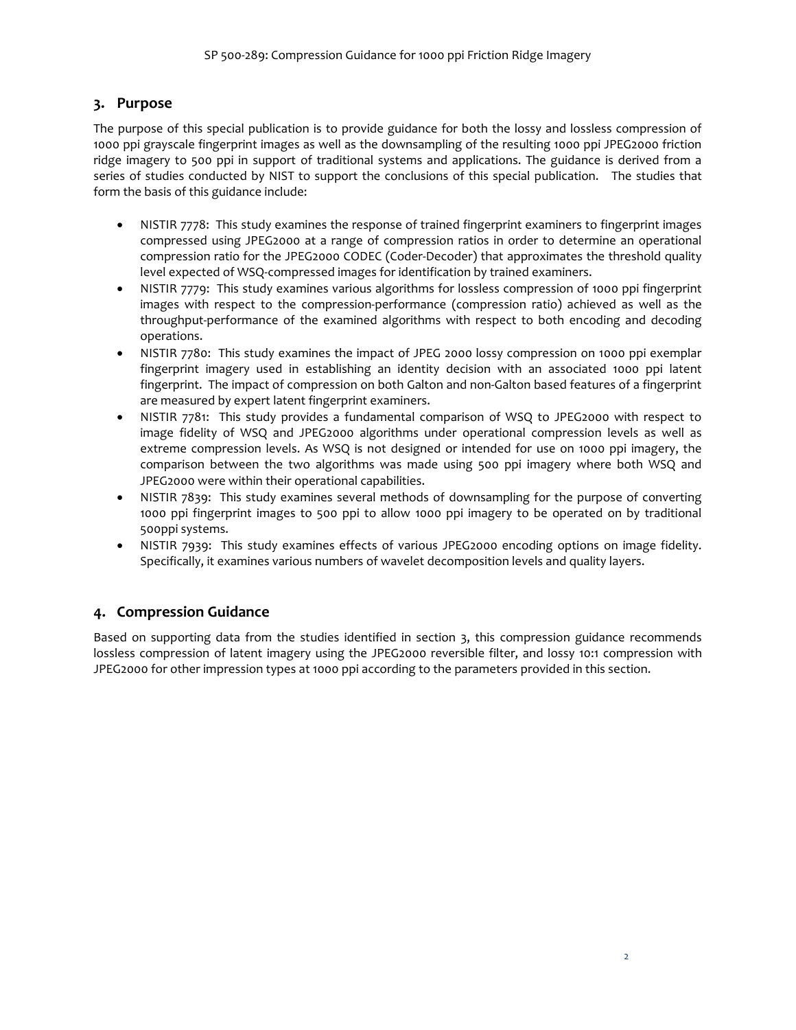## 3. Purpose

The purpose of this special publication is to provide guidance for both the lossy and lossless compression of 1000 ppi grayscale fingerprint images as well as the downsampling of the resulting 1000 ppi JPEG2000 friction ridge imagery to 500 ppi in support of traditional systems and applications. The guidance is derived from a series of studies conducted by NIST to support the conclusions of this special publication. The studies that form the basis of this guidance include:

- NISTIR 7778: This study examines the response of trained fingerprint examiners to fingerprint images compressed using JPEG2000 at a range of compression ratios in order to determine an operational compression ratio for the JPEG2000 CODEC (Coder-Decoder) that approximates the threshold quality level expected of WSQ-compressed images for identification by trained examiners.
- NISTIR 7779: This study examines various algorithms for lossless compression of 1000 ppi fingerprint images with respect to the compression-performance (compression ratio) achieved as well as the throughput-performance of the examined algorithms with respect to both encoding and decoding operations.
- NISTIR 7780: This study examines the impact of JPEG 2000 lossy compression on 1000 ppi exemplar fingerprint imagery used in establishing an identity decision with an associated 1000 ppi latent fingerprint. The impact of compression on both Galton and non-Galton based features of a fingerprint are measured by expert latent fingerprint examiners.
- NISTIR 7781: This study provides a fundamental comparison of WSQ to JPEG2000 with respect to image fidelity of WSQ and JPEG2000 algorithms under operational compression levels as well as extreme compression levels. As WSQ is not designed or intended for use on 1000 ppi imagery, the comparison between the two algorithms was made using 500 ppi imagery where both WSQ and JPEG2000 were within their operational capabilities.
- NISTIR 7839: This study examines several methods of downsampling for the purpose of converting 1000 ppi fingerprint images to 500 ppi to allow 1000 ppi imagery to be operated on by traditional 500ppi systems.
- NISTIR 7939: This study examines effects of various JPEG2000 encoding options on image fidelity. Specifically, it examines various numbers of wavelet decomposition levels and quality layers.

## 4. Compression Guidance

Based on supporting data from the studies identified in section 3, this compression guidance recommends lossless compression of latent imagery using the JPEG2000 reversible filter, and lossy 10:1 compression with JPEG2000 for other impression types at 1000 ppi according to the parameters provided in this section.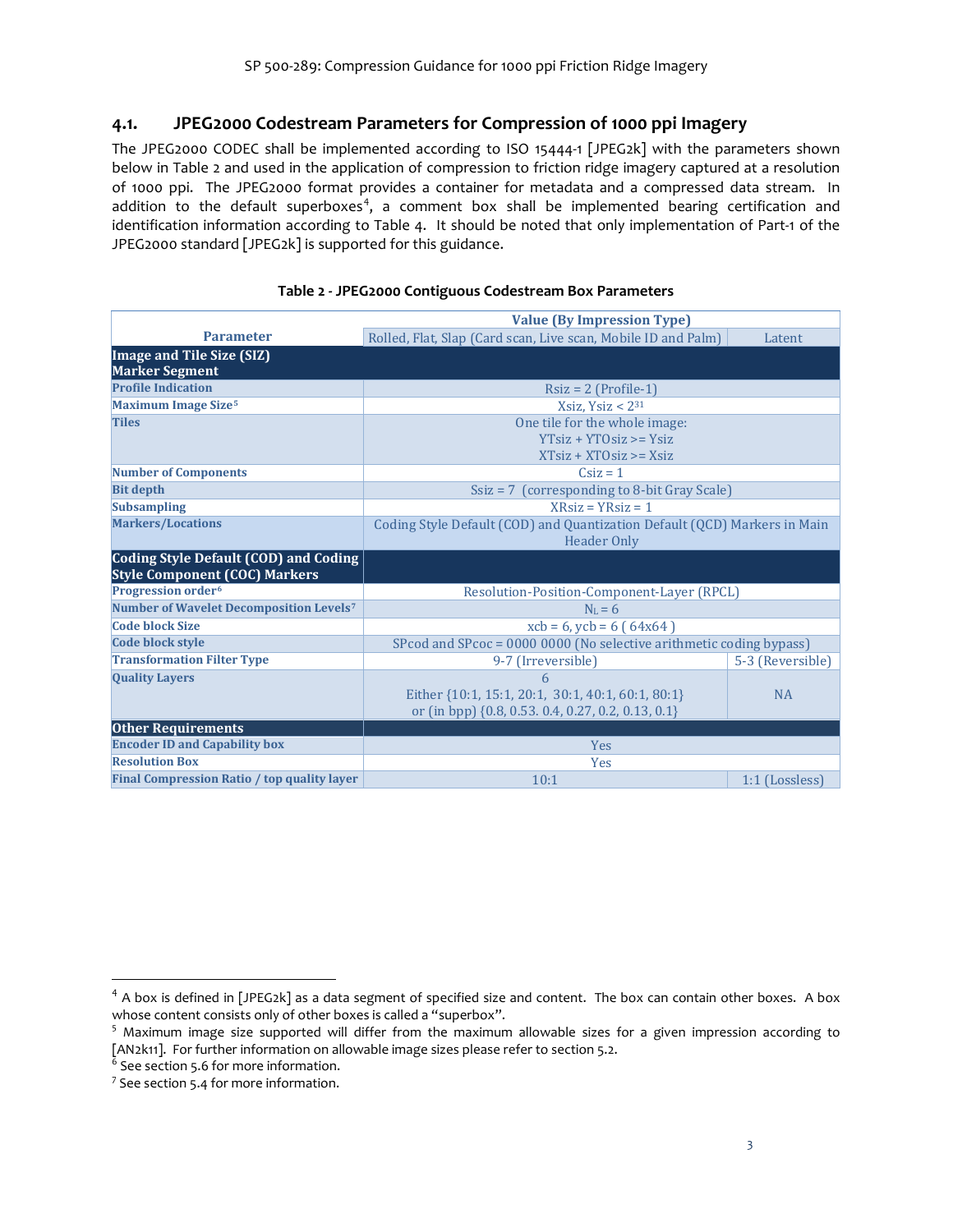## 4.1. JPEG2000 Codestream Parameters for Compression of 1000 ppi Imagery

The JPEG2000 CODEC shall be implemented according to ISO 15444-1 [JPEG2k] with the parameters shown below in Table 2 and used in the application of compression to friction ridge imagery captured at a resolution of 1000 ppi. The JPEG2000 format provides a container for metadata and a compressed data stream. In addition to the default superboxes[4], a comment box shall be implemented bearing certification and identification information according to Table 4. It should be noted that only implementation of Part-1 of the JPEG2000 standard [JPEG2k] is supported for this guidance.

**Table 2 - JPEG2000 Contiguous Codestream Box Parameters**

| Parameter | Value (By Impression Type) | |
|---|---|---|
| | Rolled, Flat, Slap (Card scan, Live scan, Mobile ID and Palm) | Latent |
| **Image and Tile Size (SIZ) Marker Segment** | | |
| **Profile Indication** | Rsiz = 2 (Profile-1) | |
| **Maximum Image Size**[5] | Xsiz, Ysiz < $2^{31}$ | |
| **Tiles** | One tile for the whole image: YTsiz + YTOsiz >= Ysiz XTsiz + XTOsiz >= Xsiz | |
| **Number of Components** | Csiz = 1 | |
| **Bit depth** | Ssiz = 7 (corresponding to 8-bit Gray Scale) | |
| **Subsampling** | XRsiz = YRsiz = 1 | |
| **Markers/Locations** | Coding Style Default (COD) and Quantization Default (QCD) Markers in Main Header Only | |
| **Coding Style Default (COD) and Coding Style Component (COC) Markers** | | |
| **Progression order**[6] | Resolution-Position-Component-Layer (RPCL) | |
| **Number of Wavelet Decomposition Levels**[7] | $N_L = 6$ | |
| **Code block Size** | xcb = 6, ycb = 6 ( 64x64 ) | |
| **Code block style** | SPcod and SPcoc = 0000 0000 (No selective arithmetic coding bypass) | |
| **Transformation Filter Type** | 9-7 (Irreversible) | 5-3 (Reversible) |
| **Quality Layers** | 6 Either {10:1, 15:1, 20:1, 30:1, 40:1, 60:1, 80:1} or (in bpp) {0.8, 0.53. 0.4, 0.27, 0.2, 0.13, 0.1} | NA |
| **Other Requirements** | | |
| **Encoder ID and Capability box** | Yes | |
| **Resolution Box** | Yes | |
| **Final Compression Ratio / top quality layer** | 10:1 | 1:1 (Lossless) |

---

[4] A box is defined in [JPEG2k] as a data segment of specified size and content. The box can contain other boxes. A box whose content consists only of other boxes is called a "superbox".

[5] Maximum image size supported will differ from the maximum allowable sizes for a given impression according to [AN2k11]. For further information on allowable image sizes please refer to section 5.2.

[6] See section 5.6 for more information.

[7] See section 5.4 for more information.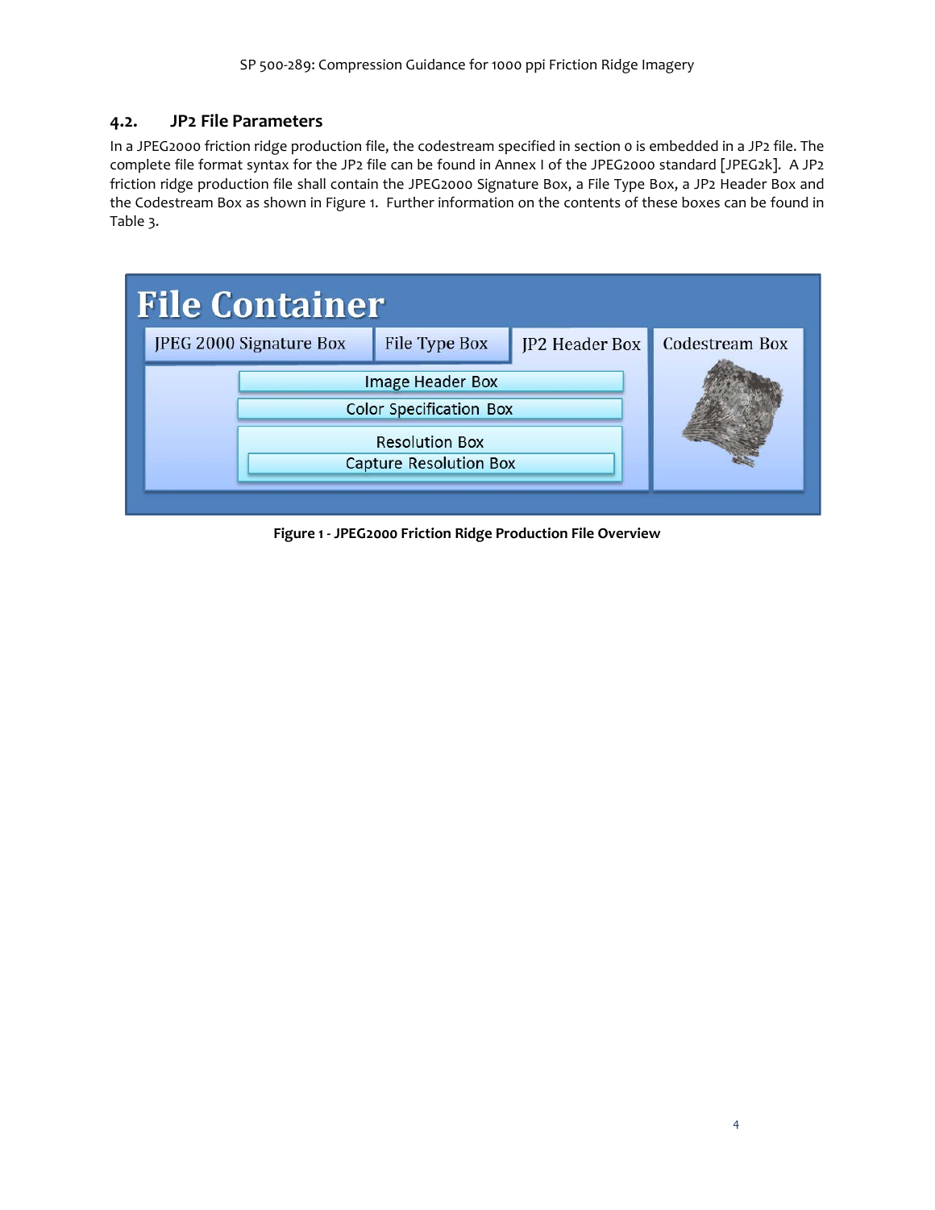## 4.2. JP2 File Parameters

In a JPEG2000 friction ridge production file, the codestream specified in section 0 is embedded in a JP2 file. The complete file format syntax for the JP2 file can be found in Annex I of the JPEG2000 standard [JPEG2k]. A JP2 friction ridge production file shall contain the JPEG2000 Signature Box, a File Type Box, a JP2 Header Box and the Codestream Box as shown in Figure 1. Further information on the contents of these boxes can be found in Table 3.

File Container

JPEG 2000 Signature Box | File Type Box | JP2 Header Box | Codestream Box

Image Header Box

Color Specification Box

Resolution Box

Capture Resolution Box

**Figure 1 - JPEG2000 Friction Ridge Production File Overview**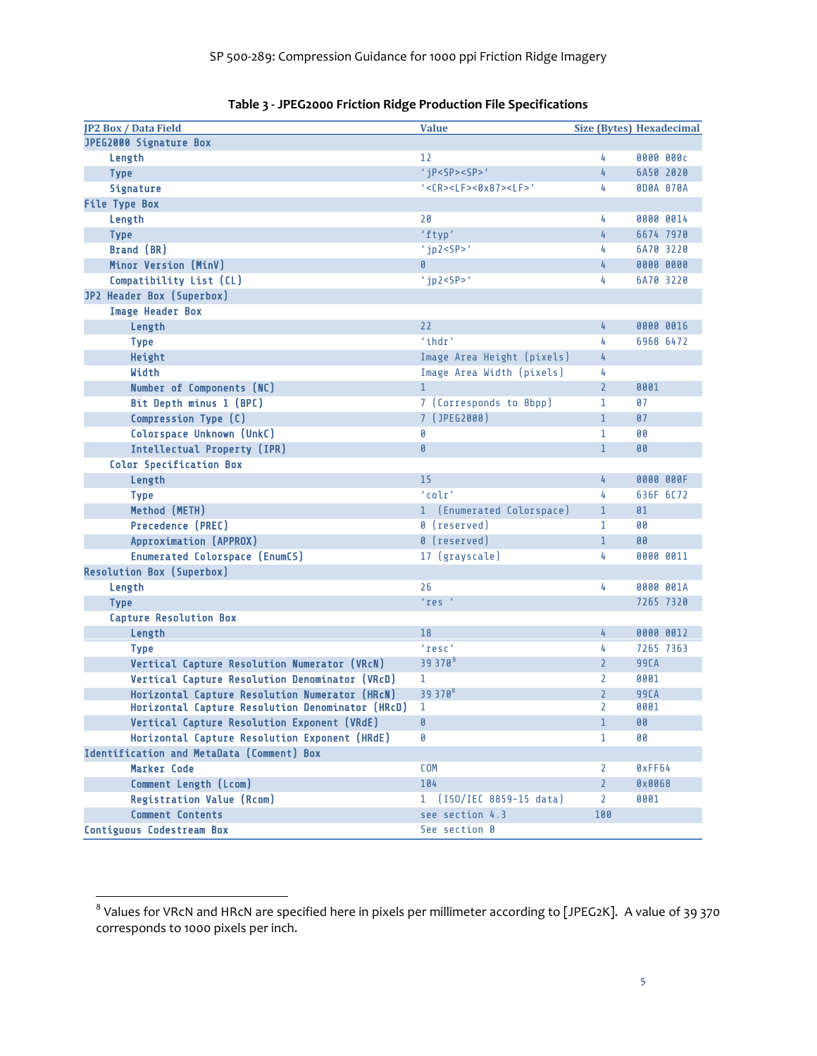**Table 3 - JPEG2000 Friction Ridge Production File Specifications**

| JP2 Box / Data Field | Value | Size (Bytes) | Hexadecimal |
|---|---|---|---|
| JPEG2000 Signature Box | | | |
| Length | 12 | 4 | 0000 000c |
| Type | 'jP<SP><SP>' | 4 | 6A50 2020 |
| Signature | '<CR><LF><0x87><LF>' | 4 | 0D0A 870A |
| File Type Box | | | |
| Length | 20 | 4 | 0000 0014 |
| Type | 'ftyp' | 4 | 6674 7970 |
| Brand (BR) | 'jp2<SP>' | 4 | 6A70 3220 |
| Minor Version (MinV) | 0 | 4 | 0000 0000 |
| Compatibility List (CL) | 'jp2<SP>' | 4 | 6A70 3220 |
| JP2 Header Box (Superbox) | | | |
| Image Header Box | | | |
| Length | 22 | 4 | 0000 0016 |
| Type | 'ihdr' | 4 | 6968 6472 |
| Height | Image Area Height (pixels) | 4 | |
| Width | Image Area Width (pixels) | 4 | |
| Number of Components (NC) | 1 | 2 | 0001 |
| Bit Depth minus 1 (BPC) | 7 (Corresponds to 8bpp) | 1 | 07 |
| Compression Type (C) | 7 (JPEG2000) | 1 | 07 |
| Colorspace Unknown (UnkC) | 0 | 1 | 00 |
| Intellectual Property (IPR) | 0 | 1 | 00 |
| Color Specification Box | | | |
| Length | 15 | 4 | 0000 000F |
| Type | 'colr' | 4 | 636F 6C72 |
| Method (METH) | 1 (Enumerated Colorspace) | 1 | 01 |
| Precedence (PREC) | 0 (reserved) | 1 | 00 |
| Approximation (APPROX) | 0 (reserved) | 1 | 00 |
| Enumerated Colorspace (EnumCS) | 17 (grayscale) | 4 | 0000 0011 |
| Resolution Box (Superbox) | | | |
| Length | 26 | 4 | 0000 001A |
| Type | 'res ' | | 7265 7320 |
| Capture Resolution Box | | | |
| Length | 18 | 4 | 0000 0012 |
| Type | 'resc' | 4 | 7265 7363 |
| Vertical Capture Resolution Numerator (VRcN) | 39 370[8] | 2 | 99CA |
| Vertical Capture Resolution Denominator (VRcD) | 1 | 2 | 0001 |
| Horizontal Capture Resolution Numerator (HRcN) | 39 370[8] | 2 | 99CA |
| Horizontal Capture Resolution Denominator (HRcD) | 1 | 2 | 0001 |
| Vertical Capture Resolution Exponent (VRdE) | 0 | 1 | 00 |
| Horizontal Capture Resolution Exponent (HRdE) | 0 | 1 | 00 |
| Identification and MetaData (Comment) Box | | | |
| Marker Code | COM | 2 | 0xFF64 |
| Comment Length (Lcom) | 104 | 2 | 0x0068 |
| Registration Value (Rcom) | 1 (ISO/IEC 8859-15 data) | 2 | 0001 |
| Comment Contents | see section 4.3 | 100 | |
| Contiguous Codestream Box | See section 0 | | |

[8] Values for VRcN and HRcN are specified here in pixels per millimeter according to [JPEG2K]. A value of 39 370 corresponds to 1000 pixels per inch.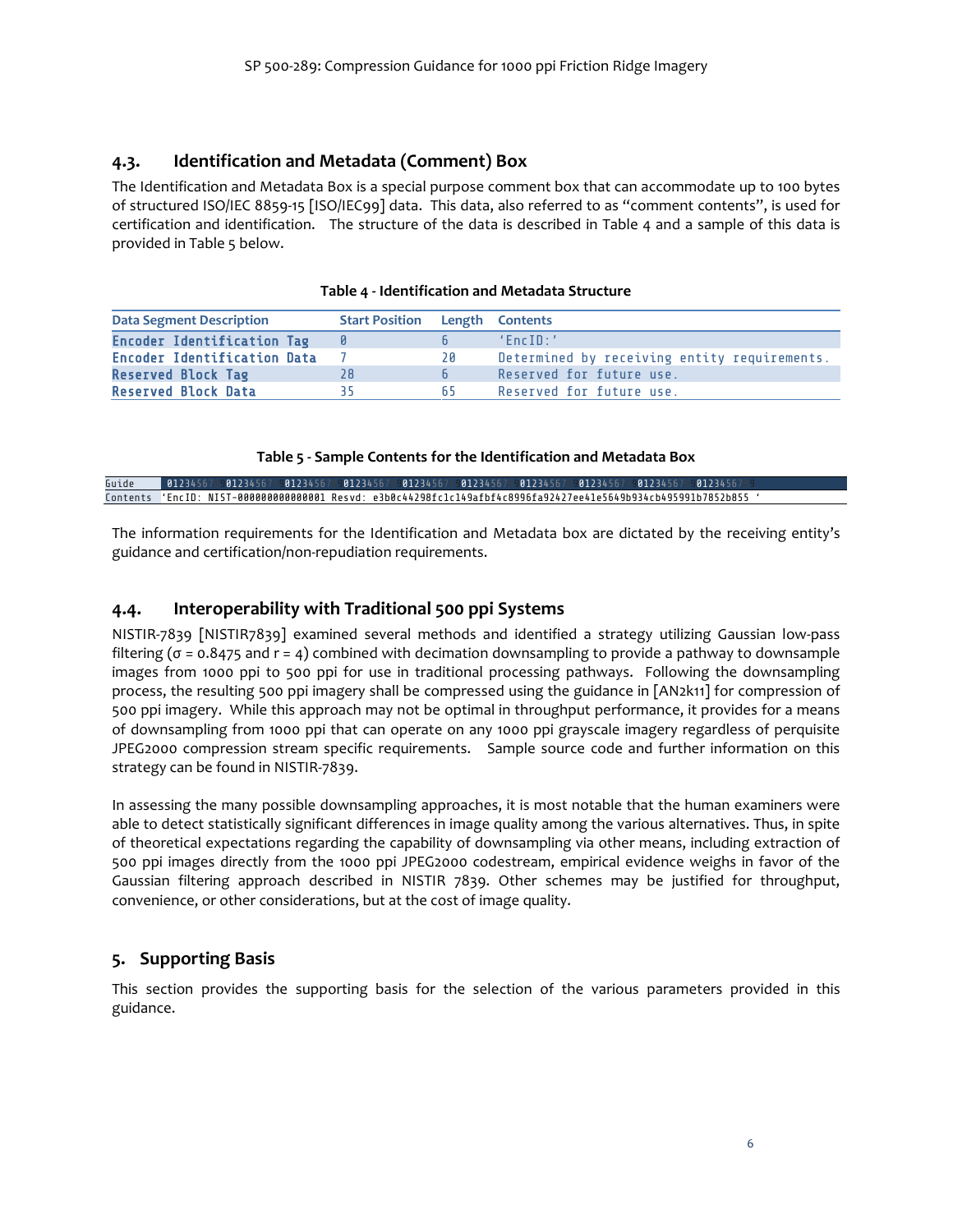## 4.3. Identification and Metadata (Comment) Box

The Identification and Metadata Box is a special purpose comment box that can accommodate up to 100 bytes of structured ISO/IEC 8859-15 [ISO/IEC99] data. This data, also referred to as "comment contents", is used for certification and identification. The structure of the data is described in Table 4 and a sample of this data is provided in Table 5 below.

**Table 4 - Identification and Metadata Structure**

| Data Segment Description | Start Position | Length | Contents |
|---|---|---|---|
| Encoder Identification Tag | 0 | 6 | 'EncID:' |
| Encoder Identification Data | 7 | 20 | Determined by receiving entity requirements. |
| Reserved Block Tag | 28 | 6 | Reserved for future use. |
| Reserved Block Data | 35 | 65 | Reserved for future use. |

**Table 5 - Sample Contents for the Identification and Metadata Box**

| Guide | 0123456789012345678901234567890123456789012345678901234567890123456789012345678901234567890123456789 |
|---|---|
| Contents | 'EncID: NIST-000000000000001 Resvd: e3b0c44298fc1c149afbf4c8996fa92427ae41e4649b934ca495991b7852b855 ' |

The information requirements for the Identification and Metadata box are dictated by the receiving entity's guidance and certification/non-repudiation requirements.

## 4.4. Interoperability with Traditional 500 ppi Systems

NISTIR-7839 [NISTIR7839] examined several methods and identified a strategy utilizing Gaussian low-pass filtering ($\sigma = 0.8475$ and $r = 4$) combined with decimation downsampling to provide a pathway to downsample images from 1000 ppi to 500 ppi for use in traditional processing pathways. Following the downsampling process, the resulting 500 ppi imagery shall be compressed using the guidance in [AN2k11] for compression of 500 ppi imagery. While this approach may not be optimal in throughput performance, it provides for a means of downsampling from 1000 ppi that can operate on any 1000 ppi grayscale imagery regardless of perquisite JPEG2000 compression stream specific requirements. Sample source code and further information on this strategy can be found in NISTIR-7839.

In assessing the many possible downsampling approaches, it is most notable that the human examiners were able to detect statistically significant differences in image quality among the various alternatives. Thus, in spite of theoretical expectations regarding the capability of downsampling via other means, including extraction of 500 ppi images directly from the 1000 ppi JPEG2000 codestream, empirical evidence weighs in favor of the Gaussian filtering approach described in NISTIR 7839. Other schemes may be justified for throughput, convenience, or other considerations, but at the cost of image quality.

# 5. Supporting Basis

This section provides the supporting basis for the selection of the various parameters provided in this guidance.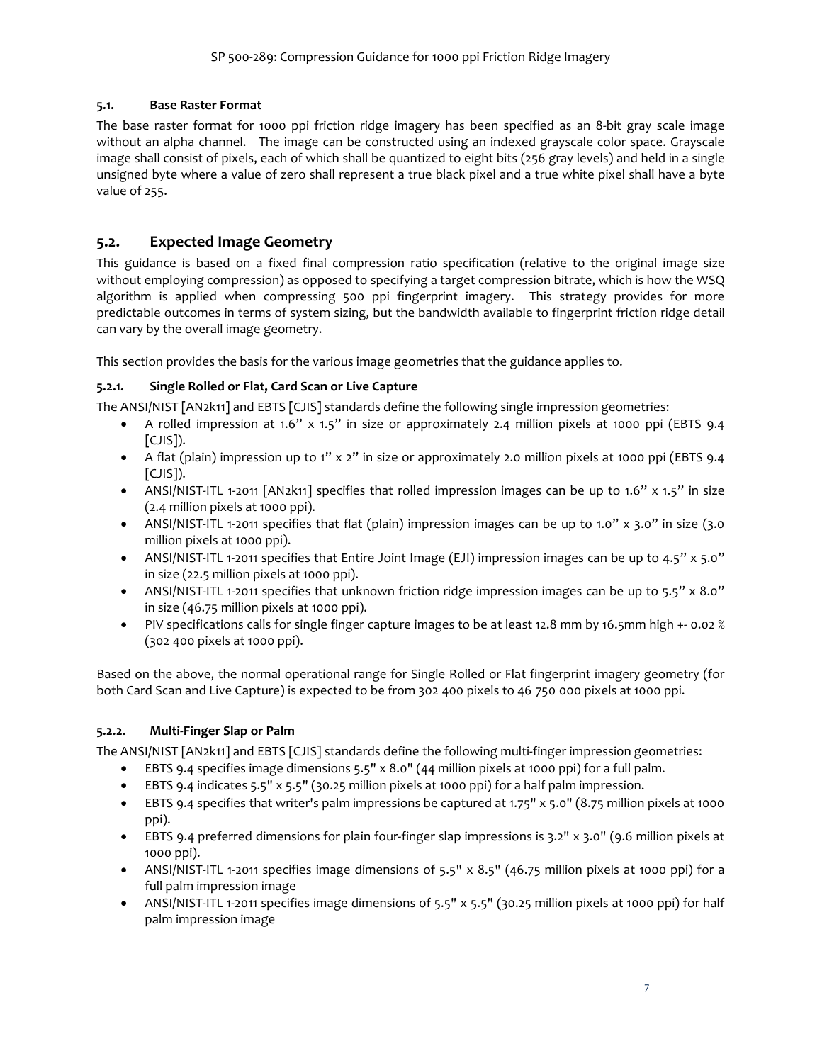### 5.1. Base Raster Format

The base raster format for 1000 ppi friction ridge imagery has been specified as an 8-bit gray scale image without an alpha channel. The image can be constructed using an indexed grayscale color space. Grayscale image shall consist of pixels, each of which shall be quantized to eight bits (256 gray levels) and held in a single unsigned byte where a value of zero shall represent a true black pixel and a true white pixel shall have a byte value of 255.

## 5.2. Expected Image Geometry

This guidance is based on a fixed final compression ratio specification (relative to the original image size without employing compression) as opposed to specifying a target compression bitrate, which is how the WSQ algorithm is applied when compressing 500 ppi fingerprint imagery. This strategy provides for more predictable outcomes in terms of system sizing, but the bandwidth available to fingerprint friction ridge detail can vary by the overall image geometry.

This section provides the basis for the various image geometries that the guidance applies to.

### 5.2.1. Single Rolled or Flat, Card Scan or Live Capture

The ANSI/NIST [AN2k11] and EBTS [CJIS] standards define the following single impression geometries:

- A rolled impression at 1.6" x 1.5" in size or approximately 2.4 million pixels at 1000 ppi (EBTS 9.4 [CJIS]).
- A flat (plain) impression up to 1" x 2" in size or approximately 2.0 million pixels at 1000 ppi (EBTS 9.4 [CJIS]).
- ANSI/NIST-ITL 1-2011 [AN2k11] specifies that rolled impression images can be up to 1.6" x 1.5" in size (2.4 million pixels at 1000 ppi).
- ANSI/NIST-ITL 1-2011 specifies that flat (plain) impression images can be up to 1.0" x 3.0" in size (3.0 million pixels at 1000 ppi).
- ANSI/NIST-ITL 1-2011 specifies that Entire Joint Image (EJI) impression images can be up to 4.5" x 5.0" in size (22.5 million pixels at 1000 ppi).
- ANSI/NIST-ITL 1-2011 specifies that unknown friction ridge impression images can be up to 5.5" x 8.0" in size (46.75 million pixels at 1000 ppi).
- PIV specifications calls for single finger capture images to be at least 12.8 mm by 16.5mm high +- 0.02 % (302 400 pixels at 1000 ppi).

Based on the above, the normal operational range for Single Rolled or Flat fingerprint imagery geometry (for both Card Scan and Live Capture) is expected to be from 302 400 pixels to 46 750 000 pixels at 1000 ppi.

### 5.2.2. Multi-Finger Slap or Palm

The ANSI/NIST [AN2k11] and EBTS [CJIS] standards define the following multi-finger impression geometries:

- EBTS 9.4 specifies image dimensions 5.5" x 8.0" (44 million pixels at 1000 ppi) for a full palm.
- EBTS 9.4 indicates 5.5" x 5.5" (30.25 million pixels at 1000 ppi) for a half palm impression.
- EBTS 9.4 specifies that writer's palm impressions be captured at 1.75" x 5.0" (8.75 million pixels at 1000 ppi).
- EBTS 9.4 preferred dimensions for plain four-finger slap impressions is 3.2" x 3.0" (9.6 million pixels at 1000 ppi).
- ANSI/NIST-ITL 1-2011 specifies image dimensions of 5.5" x 8.5" (46.75 million pixels at 1000 ppi) for a full palm impression image
- ANSI/NIST-ITL 1-2011 specifies image dimensions of 5.5" x 5.5" (30.25 million pixels at 1000 ppi) for half palm impression image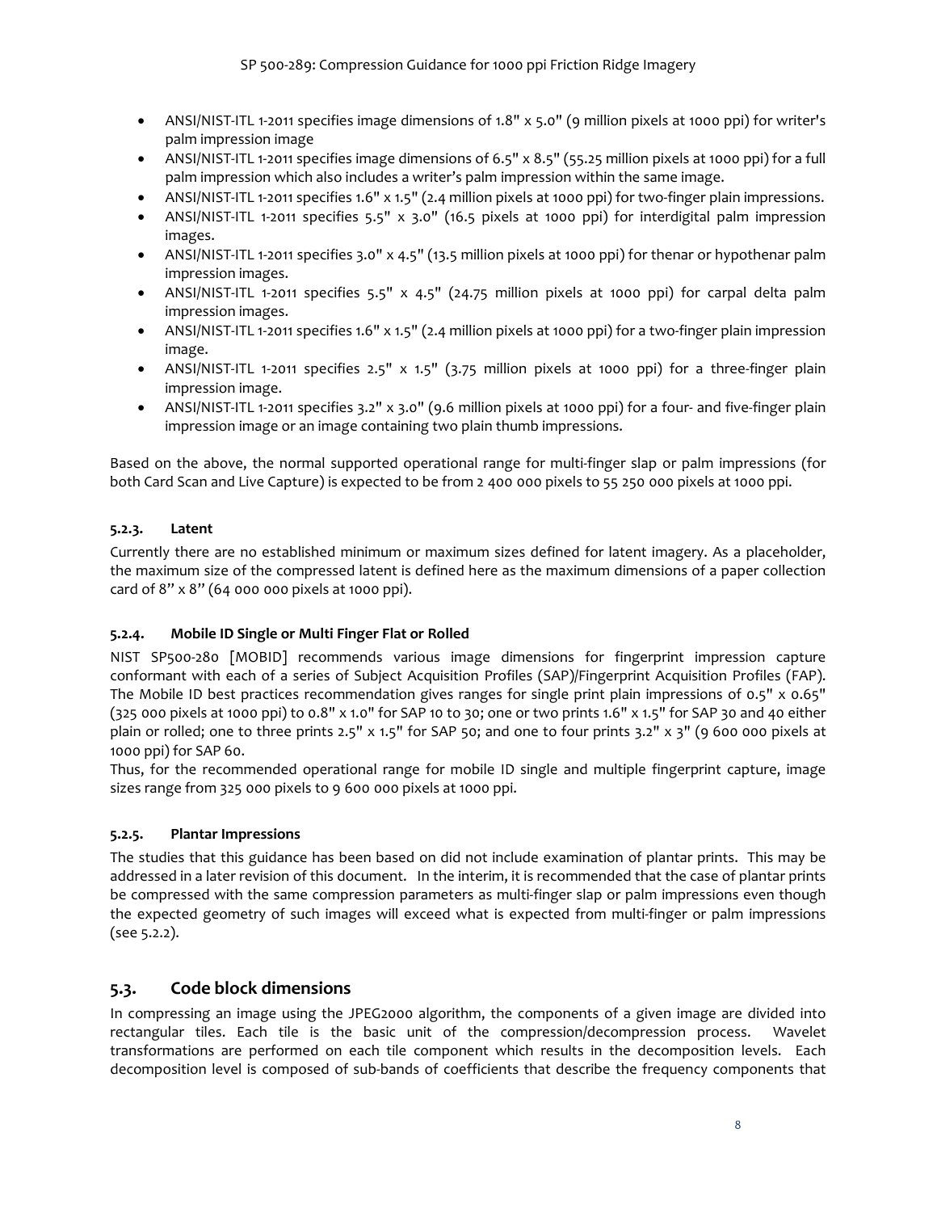- ANSI/NIST-ITL 1-2011 specifies image dimensions of 1.8" x 5.0" (9 million pixels at 1000 ppi) for writer's palm impression image
- ANSI/NIST-ITL 1-2011 specifies image dimensions of 6.5" x 8.5" (55.25 million pixels at 1000 ppi) for a full palm impression which also includes a writer's palm impression within the same image.
- ANSI/NIST-ITL 1-2011 specifies 1.6" x 1.5" (2.4 million pixels at 1000 ppi) for two-finger plain impressions.
- ANSI/NIST-ITL 1-2011 specifies 5.5" x 3.0" (16.5 pixels at 1000 ppi) for interdigital palm impression images.
- ANSI/NIST-ITL 1-2011 specifies 3.0" x 4.5" (13.5 million pixels at 1000 ppi) for thenar or hypothenar palm impression images.
- ANSI/NIST-ITL 1-2011 specifies 5.5" x 4.5" (24.75 million pixels at 1000 ppi) for carpal delta palm impression images.
- ANSI/NIST-ITL 1-2011 specifies 1.6" x 1.5" (2.4 million pixels at 1000 ppi) for a two-finger plain impression image.
- ANSI/NIST-ITL 1-2011 specifies 2.5" x 1.5" (3.75 million pixels at 1000 ppi) for a three-finger plain impression image.
- ANSI/NIST-ITL 1-2011 specifies 3.2" x 3.0" (9.6 million pixels at 1000 ppi) for a four- and five-finger plain impression image or an image containing two plain thumb impressions.

Based on the above, the normal supported operational range for multi-finger slap or palm impressions (for both Card Scan and Live Capture) is expected to be from 2 400 000 pixels to 55 250 000 pixels at 1000 ppi.

#### 5.2.3. Latent

Currently there are no established minimum or maximum sizes defined for latent imagery. As a placeholder, the maximum size of the compressed latent is defined here as the maximum dimensions of a paper collection card of 8" x 8" (64 000 000 pixels at 1000 ppi).

#### 5.2.4. Mobile ID Single or Multi Finger Flat or Rolled

NIST SP500-280 [MOBID] recommends various image dimensions for fingerprint impression capture conformant with each of a series of Subject Acquisition Profiles (SAP)/Fingerprint Acquisition Profiles (FAP). The Mobile ID best practices recommendation gives ranges for single print plain impressions of 0.5" x 0.65" (325 000 pixels at 1000 ppi) to 0.8" x 1.0" for SAP 10 to 30; one or two prints 1.6" x 1.5" for SAP 30 and 40 either plain or rolled; one to three prints 2.5" x 1.5" for SAP 50; and one to four prints 3.2" x 3" (9 600 000 pixels at 1000 ppi) for SAP 60.

Thus, for the recommended operational range for mobile ID single and multiple fingerprint capture, image sizes range from 325 000 pixels to 9 600 000 pixels at 1000 ppi.

#### 5.2.5. Plantar Impressions

The studies that this guidance has been based on did not include examination of plantar prints. This may be addressed in a later revision of this document. In the interim, it is recommended that the case of plantar prints be compressed with the same compression parameters as multi-finger slap or palm impressions even though the expected geometry of such images will exceed what is expected from multi-finger or palm impressions (see 5.2.2).

### 5.3. Code block dimensions

In compressing an image using the JPEG2000 algorithm, the components of a given image are divided into rectangular tiles. Each tile is the basic unit of the compression/decompression process. Wavelet transformations are performed on each tile component which results in the decomposition levels. Each decomposition level is composed of sub-bands of coefficients that describe the frequency components that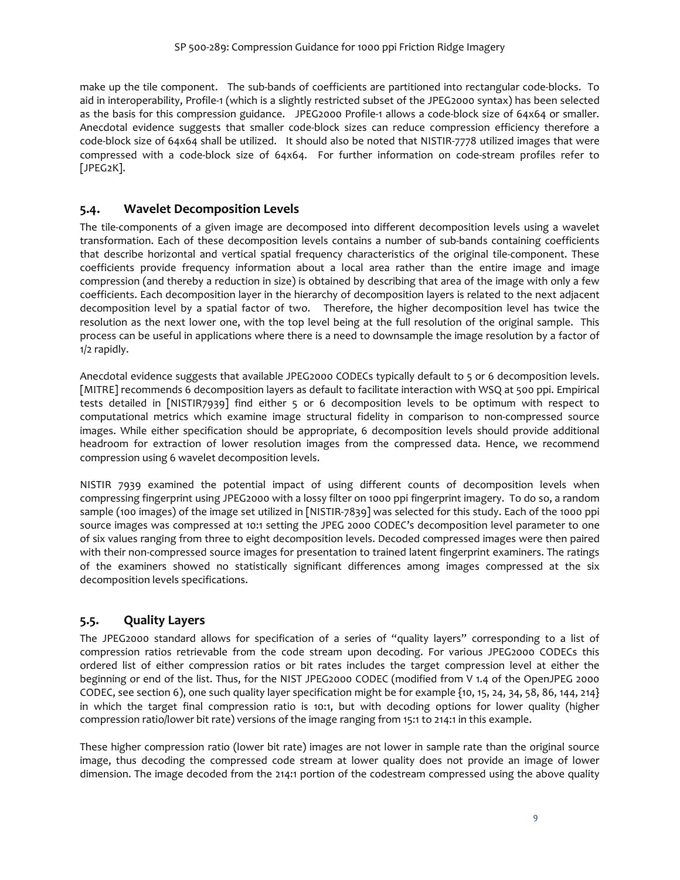make up the tile component. The sub-bands of coefficients are partitioned into rectangular code-blocks. To aid in interoperability, Profile-1 (which is a slightly restricted subset of the JPEG2000 syntax) has been selected as the basis for this compression guidance. JPEG2000 Profile-1 allows a code-block size of 64x64 or smaller. Anecdotal evidence suggests that smaller code-block sizes can reduce compression efficiency therefore a code-block size of 64x64 shall be utilized. It should also be noted that NISTIR-7778 utilized images that were compressed with a code-block size of 64x64. For further information on code-stream profiles refer to [JPEG2K].

## 5.4. Wavelet Decomposition Levels

The tile-components of a given image are decomposed into different decomposition levels using a wavelet transformation. Each of these decomposition levels contains a number of sub-bands containing coefficients that describe horizontal and vertical spatial frequency characteristics of the original tile-component. These coefficients provide frequency information about a local area rather than the entire image and image compression (and thereby a reduction in size) is obtained by describing that area of the image with only a few coefficients. Each decomposition layer in the hierarchy of decomposition layers is related to the next adjacent decomposition level by a spatial factor of two. Therefore, the higher decomposition level has twice the resolution as the next lower one, with the top level being at the full resolution of the original sample. This process can be useful in applications where there is a need to downsample the image resolution by a factor of 1/2 rapidly.

Anecdotal evidence suggests that available JPEG2000 CODECs typically default to 5 or 6 decomposition levels. [MITRE] recommends 6 decomposition layers as default to facilitate interaction with WSQ at 500 ppi. Empirical tests detailed in [NISTIR7939] find either 5 or 6 decomposition levels to be optimum with respect to computational metrics which examine image structural fidelity in comparison to non-compressed source images. While either specification should be appropriate, 6 decomposition levels should provide additional headroom for extraction of lower resolution images from the compressed data. Hence, we recommend compression using 6 wavelet decomposition levels.

NISTIR 7939 examined the potential impact of using different counts of decomposition levels when compressing fingerprint using JPEG2000 with a lossy filter on 1000 ppi fingerprint imagery. To do so, a random sample (100 images) of the image set utilized in [NISTIR-7839] was selected for this study. Each of the 1000 ppi source images was compressed at 10:1 setting the JPEG 2000 CODEC's decomposition level parameter to one of six values ranging from three to eight decomposition levels. Decoded compressed images were then paired with their non-compressed source images for presentation to trained latent fingerprint examiners. The ratings of the examiners showed no statistically significant differences among images compressed at the six decomposition levels specifications.

## 5.5. Quality Layers

The JPEG2000 standard allows for specification of a series of "quality layers" corresponding to a list of compression ratios retrievable from the code stream upon decoding. For various JPEG2000 CODECs this ordered list of either compression ratios or bit rates includes the target compression level at either the beginning or end of the list. Thus, for the NIST JPEG2000 CODEC (modified from V 1.4 of the OpenJPEG 2000 CODEC, see section 6), one such quality layer specification might be for example {10, 15, 24, 34, 58, 86, 144, 214} in which the target final compression ratio is 10:1, but with decoding options for lower quality (higher compression ratio/lower bit rate) versions of the image ranging from 15:1 to 214:1 in this example.

These higher compression ratio (lower bit rate) images are not lower in sample rate than the original source image, thus decoding the compressed code stream at lower quality does not provide an image of lower dimension. The image decoded from the 214:1 portion of the codestream compressed using the above quality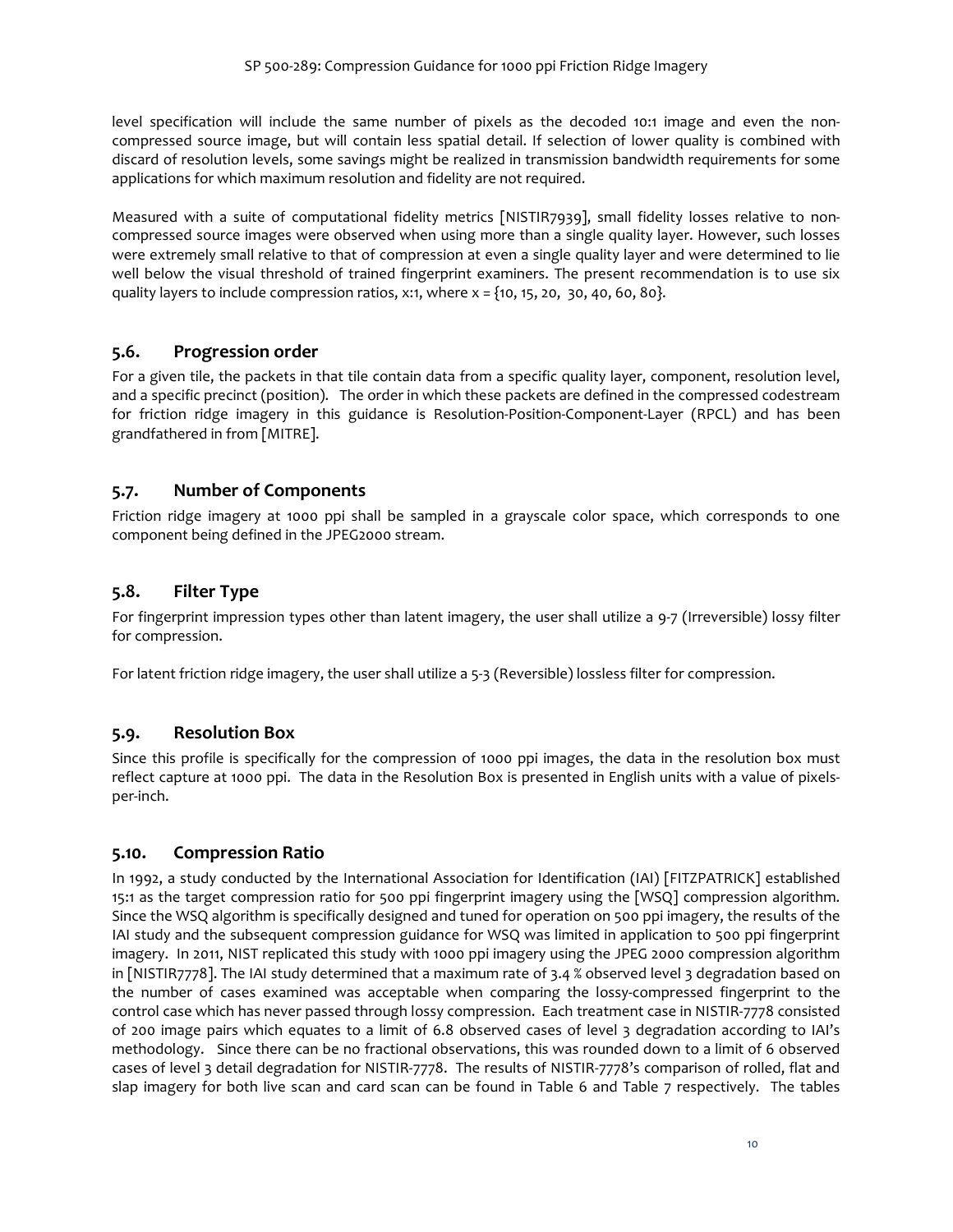level specification will include the same number of pixels as the decoded 10:1 image and even the non-compressed source image, but will contain less spatial detail. If selection of lower quality is combined with discard of resolution levels, some savings might be realized in transmission bandwidth requirements for some applications for which maximum resolution and fidelity are not required.

Measured with a suite of computational fidelity metrics [NISTIR7939], small fidelity losses relative to non-compressed source images were observed when using more than a single quality layer. However, such losses were extremely small relative to that of compression at even a single quality layer and were determined to lie well below the visual threshold of trained fingerprint examiners. The present recommendation is to use six quality layers to include compression ratios, x:1, where x = {10, 15, 20, 30, 40, 60, 80}.

## 5.6. Progression order

For a given tile, the packets in that tile contain data from a specific quality layer, component, resolution level, and a specific precinct (position). The order in which these packets are defined in the compressed codestream for friction ridge imagery in this guidance is Resolution-Position-Component-Layer (RPCL) and has been grandfathered in from [MITRE].

## 5.7. Number of Components

Friction ridge imagery at 1000 ppi shall be sampled in a grayscale color space, which corresponds to one component being defined in the JPEG2000 stream.

## 5.8. Filter Type

For fingerprint impression types other than latent imagery, the user shall utilize a 9-7 (Irreversible) lossy filter for compression.

For latent friction ridge imagery, the user shall utilize a 5-3 (Reversible) lossless filter for compression.

## 5.9. Resolution Box

Since this profile is specifically for the compression of 1000 ppi images, the data in the resolution box must reflect capture at 1000 ppi. The data in the Resolution Box is presented in English units with a value of pixels-per-inch.

## 5.10. Compression Ratio

In 1992, a study conducted by the International Association for Identification (IAI) [FITZPATRICK] established 15:1 as the target compression ratio for 500 ppi fingerprint imagery using the [WSQ] compression algorithm. Since the WSQ algorithm is specifically designed and tuned for operation on 500 ppi imagery, the results of the IAI study and the subsequent compression guidance for WSQ was limited in application to 500 ppi fingerprint imagery. In 2011, NIST replicated this study with 1000 ppi imagery using the JPEG 2000 compression algorithm in [NISTIR7778]. The IAI study determined that a maximum rate of 3.4 % observed level 3 degradation based on the number of cases examined was acceptable when comparing the lossy-compressed fingerprint to the control case which has never passed through lossy compression. Each treatment case in NISTIR-7778 consisted of 200 image pairs which equates to a limit of 6.8 observed cases of level 3 degradation according to IAI's methodology. Since there can be no fractional observations, this was rounded down to a limit of 6 observed cases of level 3 detail degradation for NISTIR-7778. The results of NISTIR-7778's comparison of rolled, flat and slap imagery for both live scan and card scan can be found in Table 6 and Table 7 respectively. The tables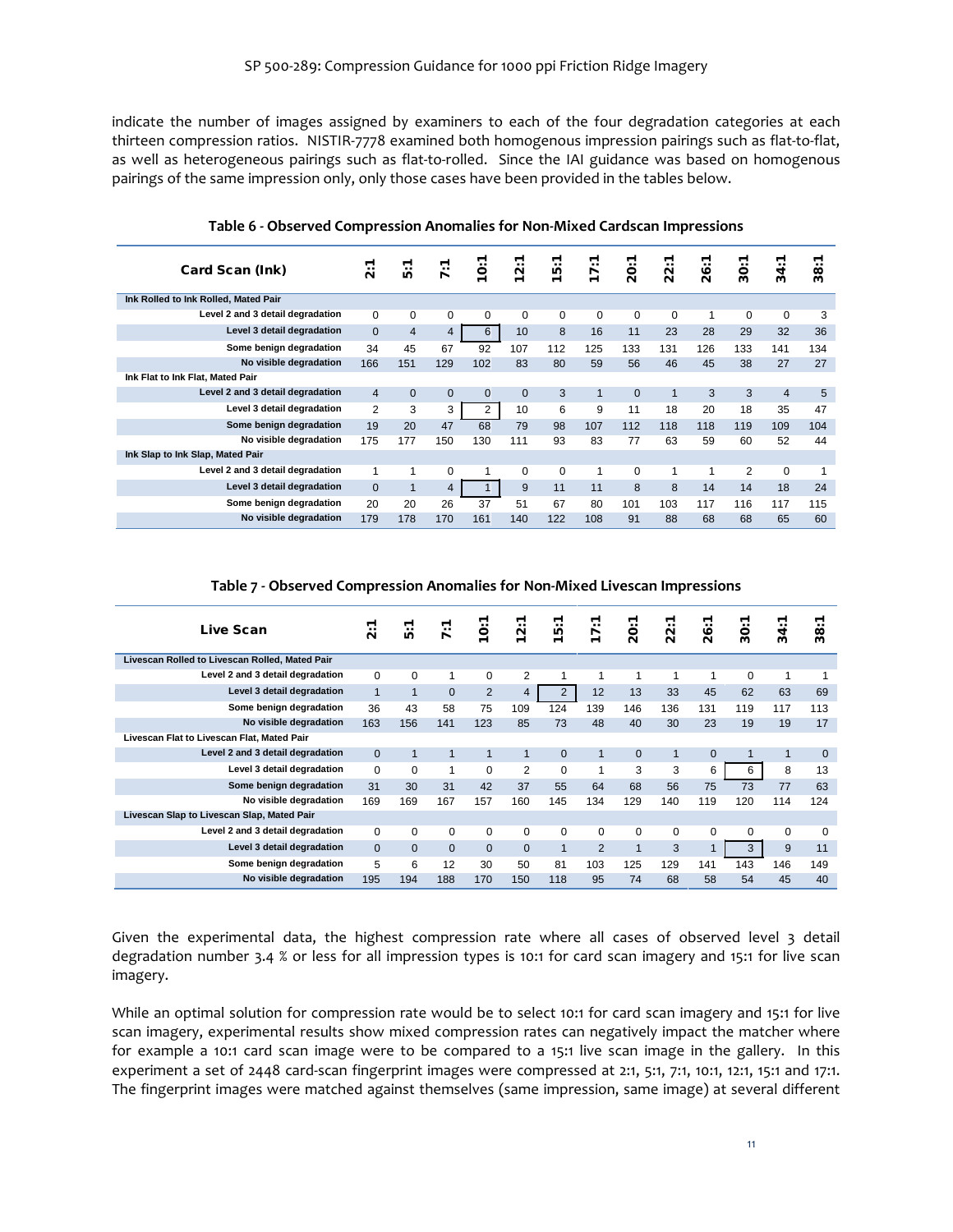indicate the number of images assigned by examiners to each of the four degradation categories at each thirteen compression ratios. NISTIR-7778 examined both homogenous impression pairings such as flat-to-flat, as well as heterogeneous pairings such as flat-to-rolled. Since the IAI guidance was based on homogenous pairings of the same impression only, only those cases have been provided in the tables below.

**Table 6 - Observed Compression Anomalies for Non-Mixed Cardscan Impressions**

| Card Scan (Ink) | 2:1 | 5:1 | 7:1 | 10:1 | 12:1 | 15:1 | 17:1 | 20:1 | 22:1 | 26:1 | 30:1 | 34:1 | 38:1 |
|---|---|---|---|---|---|---|---|---|---|---|---|---|---|
| **Ink Rolled to Ink Rolled, Mated Pair** | | | | | | | | | | | | | |
| Level 2 and 3 detail degradation | 0 | 0 | 0 | 0 | 0 | 0 | 0 | 0 | 0 | 1 | 0 | 0 | 3 |
| Level 3 detail degradation | 0 | 4 | 4 | 6 | 10 | 8 | 16 | 11 | 23 | 28 | 29 | 32 | 36 |
| Some benign degradation | 34 | 45 | 67 | 92 | 107 | 112 | 125 | 133 | 131 | 126 | 133 | 141 | 134 |
| No visible degradation | 166 | 151 | 129 | 102 | 83 | 80 | 59 | 56 | 46 | 45 | 38 | 27 | 27 |
| **Ink Flat to Ink Flat, Mated Pair** | | | | | | | | | | | | | |
| Level 2 and 3 detail degradation | 4 | 0 | 0 | 0 | 0 | 3 | 1 | 0 | 1 | 3 | 3 | 4 | 5 |
| Level 3 detail degradation | 2 | 3 | 3 | 2 | 10 | 6 | 9 | 11 | 18 | 20 | 18 | 35 | 47 |
| Some benign degradation | 19 | 20 | 47 | 68 | 79 | 98 | 107 | 112 | 118 | 118 | 119 | 109 | 104 |
| No visible degradation | 175 | 177 | 150 | 130 | 111 | 93 | 83 | 77 | 63 | 59 | 60 | 52 | 44 |
| **Ink Slap to Ink Slap, Mated Pair** | | | | | | | | | | | | | |
| Level 2 and 3 detail degradation | 1 | 1 | 0 | 1 | 0 | 0 | 1 | 0 | 1 | 1 | 2 | 0 | 1 |
| Level 3 detail degradation | 0 | 1 | 4 | 1 | 9 | 11 | 11 | 8 | 8 | 14 | 14 | 18 | 24 |
| Some benign degradation | 20 | 20 | 26 | 37 | 51 | 67 | 80 | 101 | 103 | 117 | 116 | 117 | 115 |
| No visible degradation | 179 | 178 | 170 | 161 | 140 | 122 | 108 | 91 | 88 | 68 | 68 | 65 | 60 |

**Table 7 - Observed Compression Anomalies for Non-Mixed Livescan Impressions**

| Live Scan | 2:1 | 5:1 | 7:1 | 10:1 | 12:1 | 15:1 | 17:1 | 20:1 | 22:1 | 26:1 | 30:1 | 34:1 | 38:1 |
|---|---|---|---|---|---|---|---|---|---|---|---|---|---|
| **Livescan Rolled to Livescan Rolled, Mated Pair** | | | | | | | | | | | | | |
| Level 2 and 3 detail degradation | 0 | 0 | 1 | 0 | 2 | 1 | 1 | 1 | 1 | 1 | 0 | 1 | 1 |
| Level 3 detail degradation | 1 | 1 | 0 | 2 | 4 | 2 | 12 | 13 | 33 | 45 | 62 | 63 | 69 |
| Some benign degradation | 36 | 43 | 58 | 75 | 109 | 124 | 139 | 146 | 136 | 131 | 119 | 117 | 113 |
| No visible degradation | 163 | 156 | 141 | 123 | 85 | 73 | 48 | 40 | 30 | 23 | 19 | 19 | 17 |
| **Livescan Flat to Livescan Flat, Mated Pair** | | | | | | | | | | | | | |
| Level 2 and 3 detail degradation | 0 | 1 | 1 | 1 | 1 | 0 | 1 | 0 | 1 | 0 | 1 | 1 | 0 |
| Level 3 detail degradation | 0 | 0 | 1 | 0 | 2 | 0 | 1 | 3 | 3 | 6 | 6 | 8 | 13 |
| Some benign degradation | 31 | 30 | 31 | 42 | 37 | 55 | 64 | 68 | 56 | 75 | 73 | 77 | 63 |
| No visible degradation | 169 | 169 | 167 | 157 | 160 | 145 | 134 | 129 | 140 | 119 | 120 | 114 | 124 |
| **Livescan Slap to Livescan Slap, Mated Pair** | | | | | | | | | | | | | |
| Level 2 and 3 detail degradation | 0 | 0 | 0 | 0 | 0 | 0 | 0 | 0 | 0 | 0 | 0 | 0 | 0 |
| Level 3 detail degradation | 0 | 0 | 0 | 0 | 0 | 1 | 2 | 1 | 3 | 1 | 3 | 9 | 11 |
| Some benign degradation | 5 | 6 | 12 | 30 | 50 | 81 | 103 | 125 | 129 | 141 | 143 | 146 | 149 |
| No visible degradation | 195 | 194 | 188 | 170 | 150 | 118 | 95 | 74 | 68 | 58 | 54 | 45 | 40 |

Given the experimental data, the highest compression rate where all cases of observed level 3 detail degradation number 3.4 % or less for all impression types is 10:1 for card scan imagery and 15:1 for live scan imagery.

While an optimal solution for compression rate would be to select 10:1 for card scan imagery and 15:1 for live scan imagery, experimental results show mixed compression rates can negatively impact the matcher where for example a 10:1 card scan image were to be compared to a 15:1 live scan image in the gallery. In this experiment a set of 2448 card-scan fingerprint images were compressed at 2:1, 5:1, 7:1, 10:1, 12:1, 15:1 and 17:1. The fingerprint images were matched against themselves (same impression, same image) at several different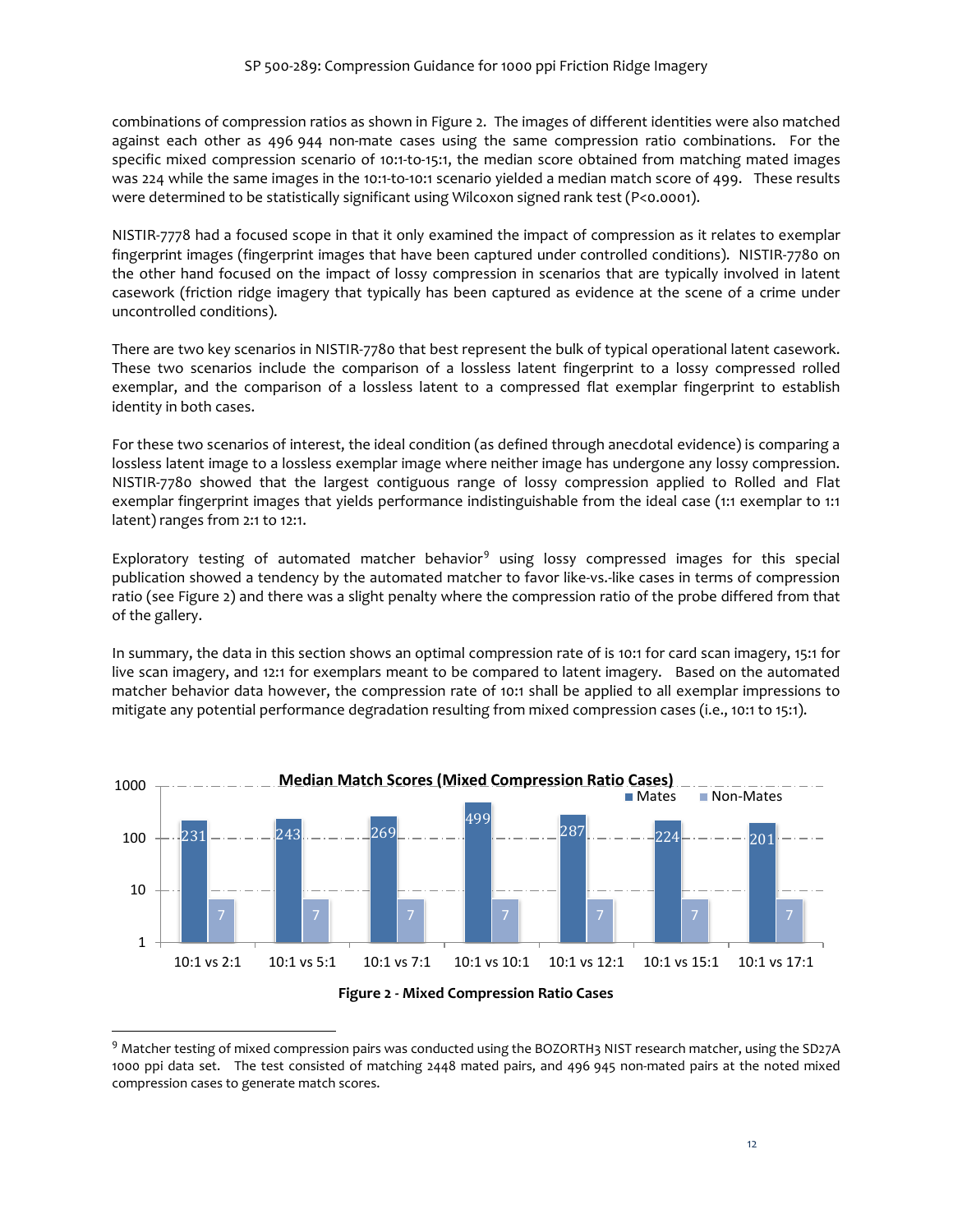combinations of compression ratios as shown in Figure 2. The images of different identities were also matched against each other as 496 944 non-mate cases using the same compression ratio combinations. For the specific mixed compression scenario of 10:1-to-15:1, the median score obtained from matching mated images was 224 while the same images in the 10:1-to-10:1 scenario yielded a median match score of 499. These results were determined to be statistically significant using Wilcoxon signed rank test ($P<0.0001$).

NISTIR-7778 had a focused scope in that it only examined the impact of compression as it relates to exemplar fingerprint images (fingerprint images that have been captured under controlled conditions). NISTIR-7780 on the other hand focused on the impact of lossy compression in scenarios that are typically involved in latent casework (friction ridge imagery that typically has been captured as evidence at the scene of a crime under uncontrolled conditions).

There are two key scenarios in NISTIR-7780 that best represent the bulk of typical operational latent casework. These two scenarios include the comparison of a lossless latent fingerprint to a lossy compressed rolled exemplar, and the comparison of a lossless latent to a compressed flat exemplar fingerprint to establish identity in both cases.

For these two scenarios of interest, the ideal condition (as defined through anecdotal evidence) is comparing a lossless latent image to a lossless exemplar image where neither image has undergone any lossy compression. NISTIR-7780 showed that the largest contiguous range of lossy compression applied to Rolled and Flat exemplar fingerprint images that yields performance indistinguishable from the ideal case (1:1 exemplar to 1:1 latent) ranges from 2:1 to 12:1.

Exploratory testing of automated matcher behavior[9] using lossy compressed images for this special publication showed a tendency by the automated matcher to favor like-vs.-like cases in terms of compression ratio (see Figure 2) and there was a slight penalty where the compression ratio of the probe differed from that of the gallery.

In summary, the data in this section shows an optimal compression rate of is 10:1 for card scan imagery, 15:1 for live scan imagery, and 12:1 for exemplars meant to be compared to latent imagery. Based on the automated matcher behavior data however, the compression rate of 10:1 shall be applied to all exemplar impressions to mitigate any potential performance degradation resulting from mixed compression cases (i.e., 10:1 to 15:1).

**Median Match Scores (Mixed Compression Ratio Cases)**

| | 10:1 vs 2:1 | 10:1 vs 5:1 | 10:1 vs 7:1 | 10:1 vs 10:1 | 10:1 vs 12:1 | 10:1 vs 15:1 | 10:1 vs 17:1 |
|---|---|---|---|---|---|---|---|
| Mates | 231 | 243 | 269 | 499 | 287 | 224 | 201 |
| Non-Mates | 7 | 7 | 7 | 7 | 7 | 7 | 7 |

**Figure 2 - Mixed Compression Ratio Cases**

[9] Matcher testing of mixed compression pairs was conducted using the BOZORTH3 NIST research matcher, using the SD27A 1000 ppi data set. The test consisted of matching 2448 mated pairs, and 496 945 non-mated pairs at the noted mixed compression cases to generate match scores.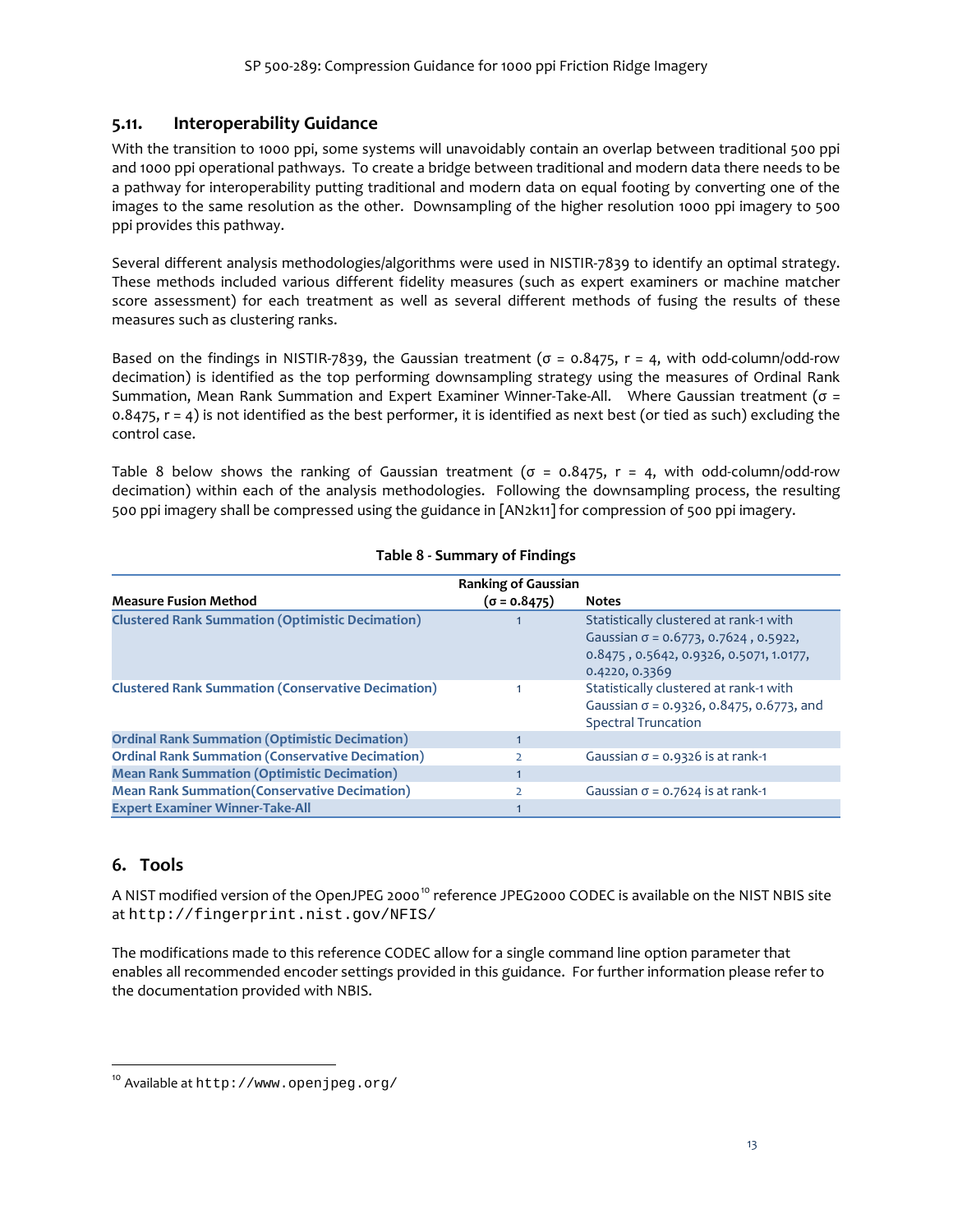### 5.11. Interoperability Guidance

With the transition to 1000 ppi, some systems will unavoidably contain an overlap between traditional 500 ppi and 1000 ppi operational pathways. To create a bridge between traditional and modern data there needs to be a pathway for interoperability putting traditional and modern data on equal footing by converting one of the images to the same resolution as the other. Downsampling of the higher resolution 1000 ppi imagery to 500 ppi provides this pathway.

Several different analysis methodologies/algorithms were used in NISTIR-7839 to identify an optimal strategy. These methods included various different fidelity measures (such as expert examiners or machine matcher score assessment) for each treatment as well as several different methods of fusing the results of these measures such as clustering ranks.

Based on the findings in NISTIR-7839, the Gaussian treatment ($\sigma$ = 0.8475, r = 4, with odd-column/odd-row decimation) is identified as the top performing downsampling strategy using the measures of Ordinal Rank Summation, Mean Rank Summation and Expert Examiner Winner-Take-All. Where Gaussian treatment ($\sigma$ = 0.8475, r = 4) is not identified as the best performer, it is identified as next best (or tied as such) excluding the control case.

Table 8 below shows the ranking of Gaussian treatment ($\sigma$ = 0.8475, r = 4, with odd-column/odd-row decimation) within each of the analysis methodologies. Following the downsampling process, the resulting 500 ppi imagery shall be compressed using the guidance in [AN2k11] for compression of 500 ppi imagery.

**Table 8 - Summary of Findings**

| Measure Fusion Method | Ranking of Gaussian ($\sigma$ = 0.8475) | Notes |
|---|---|---|
| Clustered Rank Summation (Optimistic Decimation) | 1 | Statistically clustered at rank-1 with Gaussian $\sigma$ = 0.6773, 0.7624 , 0.5922, 0.8475 , 0.5642, 0.9326, 0.5071, 1.0177, 0.4220, 0.3369 |
| Clustered Rank Summation (Conservative Decimation) | 1 | Statistically clustered at rank-1 with Gaussian $\sigma$ = 0.9326, 0.8475, 0.6773, and Spectral Truncation |
| Ordinal Rank Summation (Optimistic Decimation) | 1 | |
| Ordinal Rank Summation (Conservative Decimation) | 2 | Gaussian $\sigma$ = 0.9326 is at rank-1 |
| Mean Rank Summation (Optimistic Decimation) | 1 | |
| Mean Rank Summation(Conservative Decimation) | 2 | Gaussian $\sigma$ = 0.7624 is at rank-1 |
| Expert Examiner Winner-Take-All | 1 | |

## 6. Tools

A NIST modified version of the OpenJPEG 2000[10] reference JPEG2000 CODEC is available on the NIST NBIS site at `http://fingerprint.nist.gov/NFIS/`

The modifications made to this reference CODEC allow for a single command line option parameter that enables all recommended encoder settings provided in this guidance. For further information please refer to the documentation provided with NBIS.

[10] Available at `http://www.openjpeg.org/`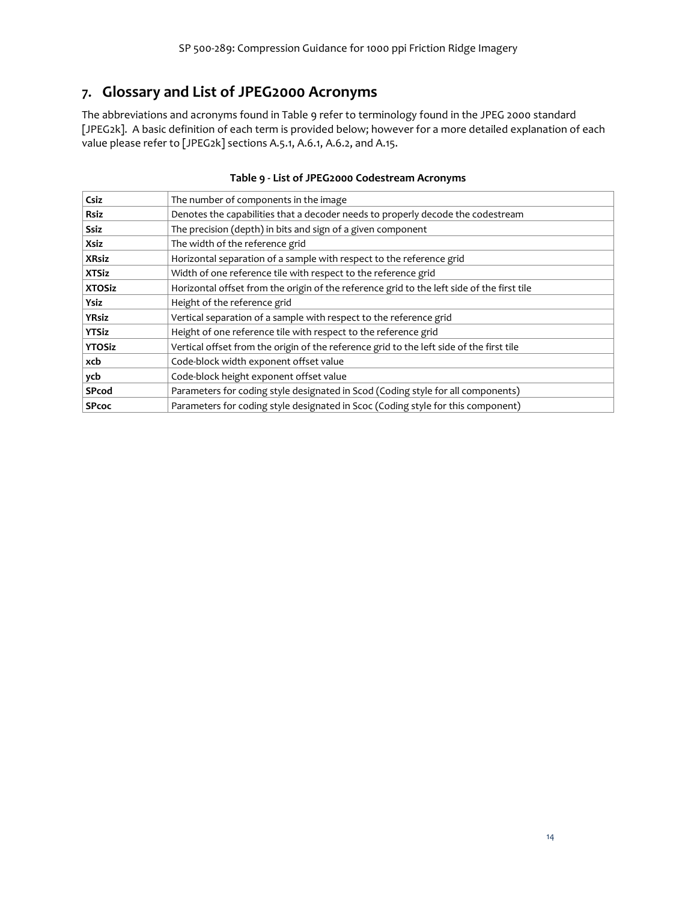# 7. Glossary and List of JPEG2000 Acronyms

The abbreviations and acronyms found in Table 9 refer to terminology found in the JPEG 2000 standard [JPEG2k]. A basic definition of each term is provided below; however for a more detailed explanation of each value please refer to [JPEG2k] sections A.5.1, A.6.1, A.6.2, and A.15.

**Table 9 - List of JPEG2000 Codestream Acronyms**

| | |
|---|---|
| **Csiz** | The number of components in the image |
| **Rsiz** | Denotes the capabilities that a decoder needs to properly decode the codestream |
| **Ssiz** | The precision (depth) in bits and sign of a given component |
| **Xsiz** | The width of the reference grid |
| **XRsiz** | Horizontal separation of a sample with respect to the reference grid |
| **XTSiz** | Width of one reference tile with respect to the reference grid |
| **XTOSiz** | Horizontal offset from the origin of the reference grid to the left side of the first tile |
| **Ysiz** | Height of the reference grid |
| **YRsiz** | Vertical separation of a sample with respect to the reference grid |
| **YTSiz** | Height of one reference tile with respect to the reference grid |
| **YTOSiz** | Vertical offset from the origin of the reference grid to the left side of the first tile |
| **xcb** | Code-block width exponent offset value |
| **ycb** | Code-block height exponent offset value |
| **SPcod** | Parameters for coding style designated in Scod (Coding style for all components) |
| **SPcoc** | Parameters for coding style designated in Scoc (Coding style for this component) |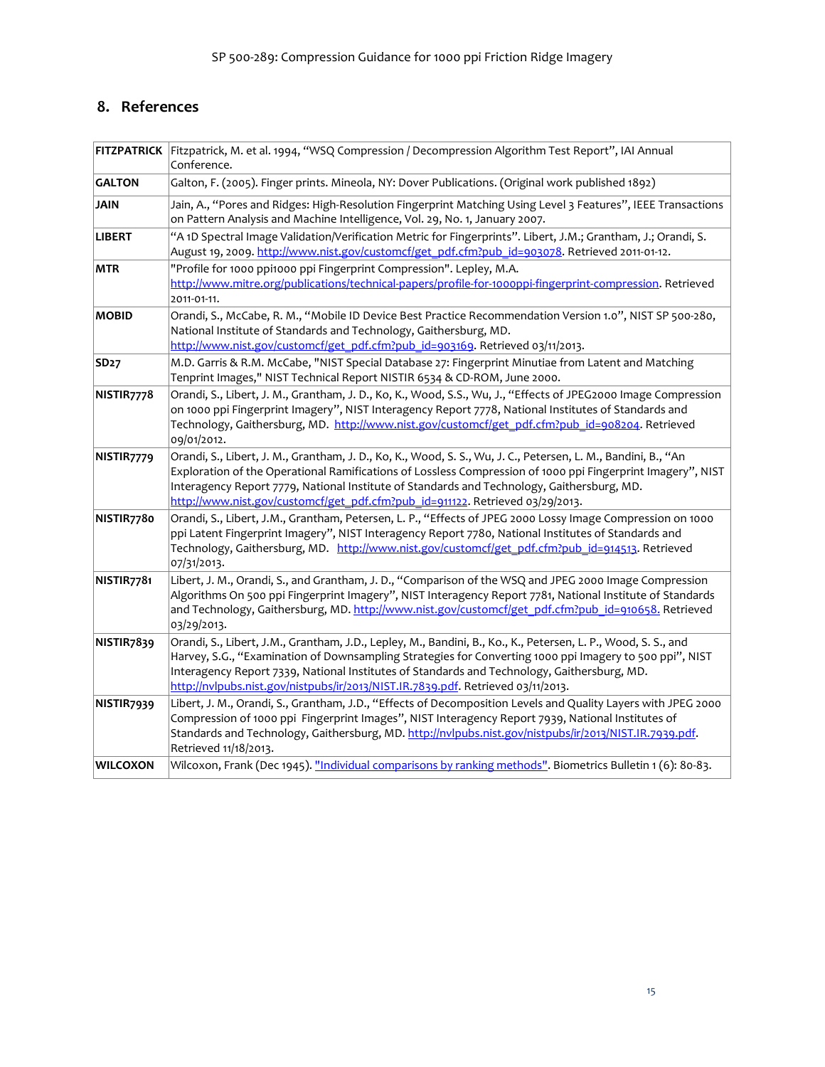## 8. References

| | |
|---|---|
| **FITZPATRICK** | Fitzpatrick, M. et al. 1994, "WSQ Compression / Decompression Algorithm Test Report", IAI Annual Conference. |
| **GALTON** | Galton, F. (2005). Finger prints. Mineola, NY: Dover Publications. (Original work published 1892) |
| **JAIN** | Jain, A., "Pores and Ridges: High-Resolution Fingerprint Matching Using Level 3 Features", IEEE Transactions on Pattern Analysis and Machine Intelligence, Vol. 29, No. 1, January 2007. |
| **LIBERT** | "A 1D Spectral Image Validation/Verification Metric for Fingerprints". Libert, J.M.; Grantham, J.; Orandi, S. August 19, 2009. http://www.nist.gov/customcf/get_pdf.cfm?pub_id=903078. Retrieved 2011-01-12. |
| **MTR** | "Profile for 1000 ppi1000 ppi Fingerprint Compression". Lepley, M.A. http://www.mitre.org/publications/technical-papers/profile-for-1000ppi-fingerprint-compression. Retrieved 2011-01-11. |
| **MOBID** | Orandi, S., McCabe, R. M., "Mobile ID Device Best Practice Recommendation Version 1.0", NIST SP 500-280, National Institute of Standards and Technology, Gaithersburg, MD. http://www.nist.gov/customcf/get_pdf.cfm?pub_id=903169. Retrieved 03/11/2013. |
| **SD27** | M.D. Garris & R.M. McCabe, "NIST Special Database 27: Fingerprint Minutiae from Latent and Matching Tenprint Images," NIST Technical Report NISTIR 6534 & CD-ROM, June 2000. |
| **NISTIR7778** | Orandi, S., Libert, J. M., Grantham, J. D., Ko, K., Wood, S.S., Wu, J., "Effects of JPEG2000 Image Compression on 1000 ppi Fingerprint Imagery", NIST Interagency Report 7778, National Institutes of Standards and Technology, Gaithersburg, MD. http://www.nist.gov/customcf/get_pdf.cfm?pub_id=908204. Retrieved 09/01/2012. |
| **NISTIR7779** | Orandi, S., Libert, J. M., Grantham, J. D., Ko, K., Wood, S. S., Wu, J. C., Petersen, L. M., Bandini, B., "An Exploration of the Operational Ramifications of Lossless Compression of 1000 ppi Fingerprint Imagery", NIST Interagency Report 7779, National Institute of Standards and Technology, Gaithersburg, MD. http://www.nist.gov/customcf/get_pdf.cfm?pub_id=911122. Retrieved 03/29/2013. |
| **NISTIR7780** | Orandi, S., Libert, J.M., Grantham, Petersen, L. P., "Effects of JPEG 2000 Lossy Image Compression on 1000 ppi Latent Fingerprint Imagery", NIST Interagency Report 7780, National Institutes of Standards and Technology, Gaithersburg, MD. http://www.nist.gov/customcf/get_pdf.cfm?pub_id=914513. Retrieved 07/31/2013. |
| **NISTIR7781** | Libert, J. M., Orandi, S., and Grantham, J. D., "Comparison of the WSQ and JPEG 2000 Image Compression Algorithms On 500 ppi Fingerprint Imagery", NIST Interagency Report 7781, National Institute of Standards and Technology, Gaithersburg, MD. http://www.nist.gov/customcf/get_pdf.cfm?pub_id=910658. Retrieved 03/29/2013. |
| **NISTIR7839** | Orandi, S., Libert, J.M., Grantham, J.D., Lepley, M., Bandini, B., Ko., K., Petersen, L. P., Wood, S. S., and Harvey, S.G., "Examination of Downsampling Strategies for Converting 1000 ppi Imagery to 500 ppi", NIST Interagency Report 7339, National Institutes of Standards and Technology, Gaithersburg, MD. http://nvlpubs.nist.gov/nistpubs/ir/2013/NIST.IR.7839.pdf. Retrieved 03/11/2013. |
| **NISTIR7939** | Libert, J. M., Orandi, S., Grantham, J.D., "Effects of Decomposition Levels and Quality Layers with JPEG 2000 Compression of 1000 ppi Fingerprint Images", NIST Interagency Report 7939, National Institutes of Standards and Technology, Gaithersburg, MD. http://nvlpubs.nist.gov/nistpubs/ir/2013/NIST.IR.7939.pdf. Retrieved 11/18/2013. |
| **WILCOXON** | Wilcoxon, Frank (Dec 1945). "Individual comparisons by ranking methods". Biometrics Bulletin 1 (6): 80-83. |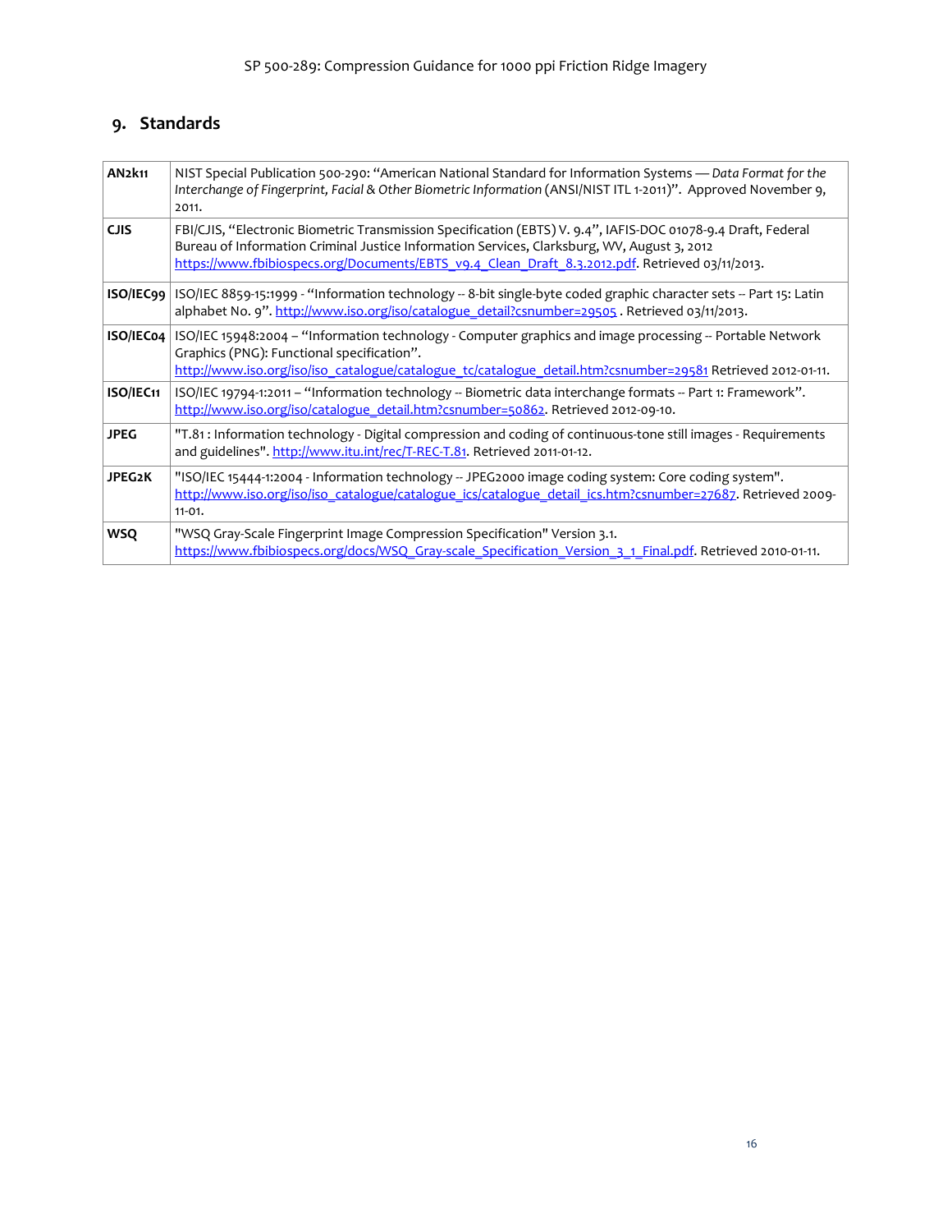## 9. Standards

| | |
|---|---|
| **AN2k11** | NIST Special Publication 500-290: "American National Standard for Information Systems — *Data Format for the Interchange of Fingerprint, Facial & Other Biometric Information* (ANSI/NIST ITL 1-2011)". Approved November 9, 2011. |
| **CJIS** | FBI/CJIS, "Electronic Biometric Transmission Specification (EBTS) V. 9.4", IAFIS-DOC 01078-9.4 Draft, Federal Bureau of Information Criminal Justice Information Services, Clarksburg, WV, August 3, 2012 https://www.fbibiospecs.org/Documents/EBTS_v9.4_Clean_Draft_8.3.2012.pdf. Retrieved 03/11/2013. |
| **ISO/IEC99** | ISO/IEC 8859-15:1999 - "Information technology -- 8-bit single-byte coded graphic character sets -- Part 15: Latin alphabet No. 9". http://www.iso.org/iso/catalogue_detail?csnumber=29505 . Retrieved 03/11/2013. |
| **ISO/IEC04** | ISO/IEC 15948:2004 – "Information technology - Computer graphics and image processing -- Portable Network Graphics (PNG): Functional specification". http://www.iso.org/iso/iso_catalogue/catalogue_tc/catalogue_detail.htm?csnumber=29581 Retrieved 2012-01-11. |
| **ISO/IEC11** | ISO/IEC 19794-1:2011 – "Information technology -- Biometric data interchange formats -- Part 1: Framework". http://www.iso.org/iso/catalogue_detail.htm?csnumber=50862. Retrieved 2012-09-10. |
| **JPEG** | "T.81 : Information technology - Digital compression and coding of continuous-tone still images - Requirements and guidelines". http://www.itu.int/rec/T-REC-T.81. Retrieved 2011-01-12. |
| **JPEG2K** | "ISO/IEC 15444-1:2004 - Information technology -- JPEG2000 image coding system: Core coding system". http://www.iso.org/iso/iso_catalogue/catalogue_ics/catalogue_detail_ics.htm?csnumber=27687. Retrieved 2009-11-01. |
| **WSQ** | "WSQ Gray-Scale Fingerprint Image Compression Specification" Version 3.1. https://www.fbibiospecs.org/docs/WSQ_Gray-scale_Specification_Version_3_1_Final.pdf. Retrieved 2010-01-11. |